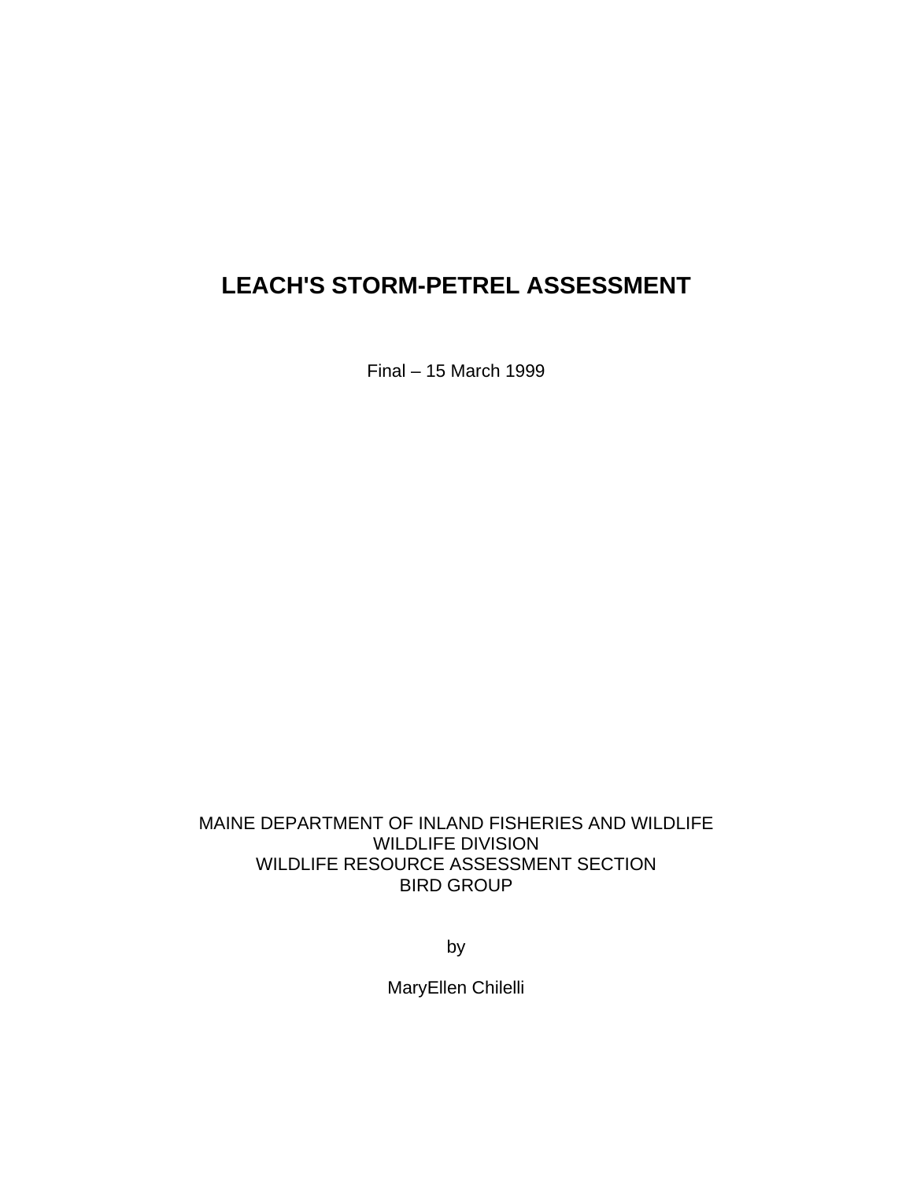# LEACH'S STORM-PETREL ASSESSMENT

Final – 15 March 1999

MAINE DEPARTMENT OF INLAND FISHERIES AND WILDLIFE
WILDLIFE DIVISION
WILDLIFE RESOURCE ASSESSMENT SECTION
BIRD GROUP

by

MaryEllen Chilelli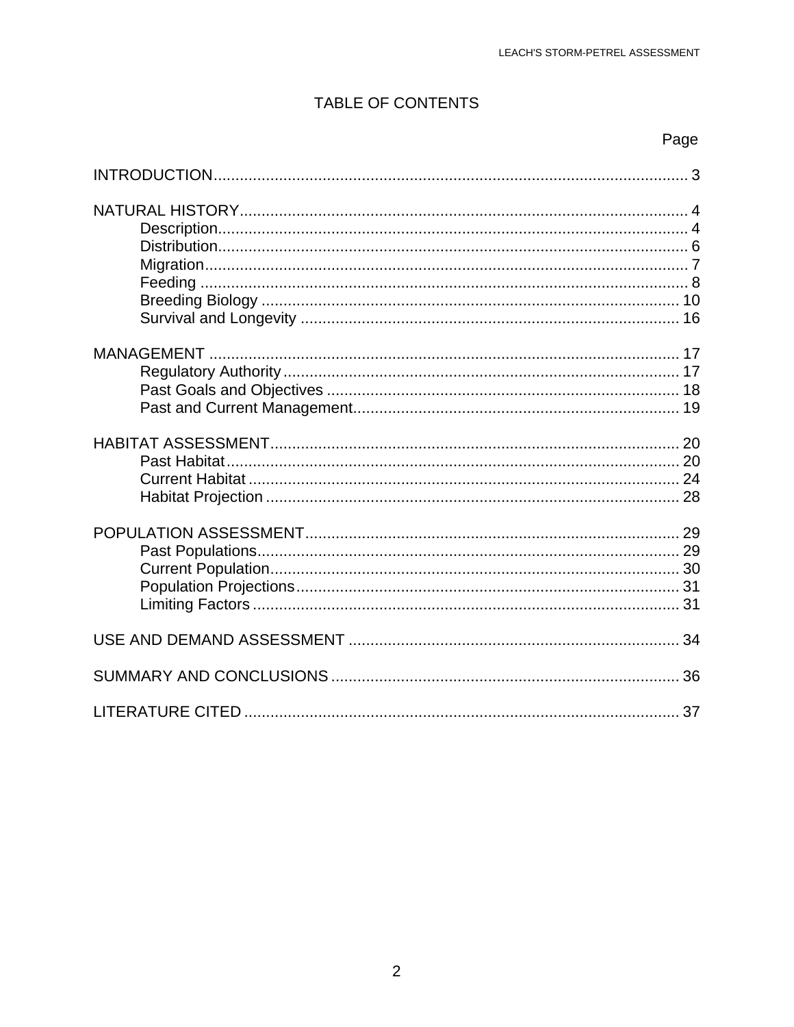# TABLE OF CONTENTS

| | Page |
|---|---|
| INTRODUCTION | 3 |
| NATURAL HISTORY | 4 |
| Description | 4 |
| Distribution | 6 |
| Migration | 7 |
| Feeding | 8 |
| Breeding Biology | 10 |
| Survival and Longevity | 16 |
| MANAGEMENT | 17 |
| Regulatory Authority | 17 |
| Past Goals and Objectives | 18 |
| Past and Current Management | 19 |
| HABITAT ASSESSMENT | 20 |
| Past Habitat | 20 |
| Current Habitat | 24 |
| Habitat Projection | 28 |
| POPULATION ASSESSMENT | 29 |
| Past Populations | 29 |
| Current Population | 30 |
| Population Projections | 31 |
| Limiting Factors | 31 |
| USE AND DEMAND ASSESSMENT | 34 |
| SUMMARY AND CONCLUSIONS | 36 |
| LITERATURE CITED | 37 |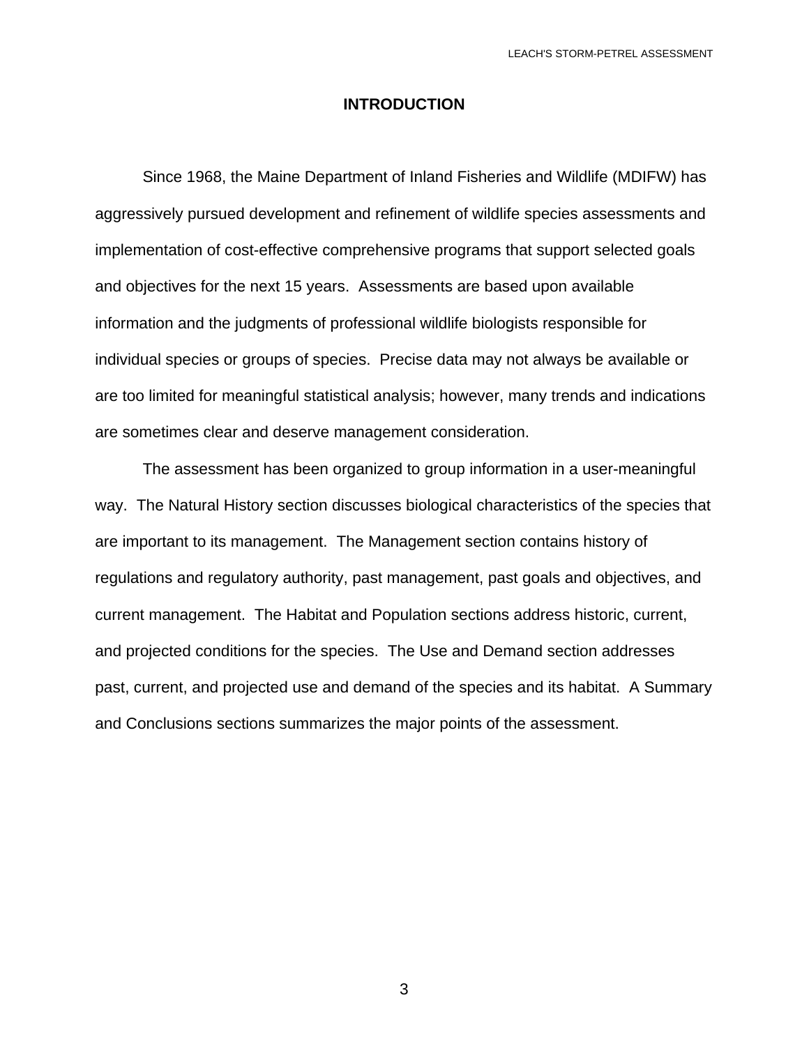# INTRODUCTION

Since 1968, the Maine Department of Inland Fisheries and Wildlife (MDIFW) has aggressively pursued development and refinement of wildlife species assessments and implementation of cost-effective comprehensive programs that support selected goals and objectives for the next 15 years. Assessments are based upon available information and the judgments of professional wildlife biologists responsible for individual species or groups of species. Precise data may not always be available or are too limited for meaningful statistical analysis; however, many trends and indications are sometimes clear and deserve management consideration.

The assessment has been organized to group information in a user-meaningful way. The Natural History section discusses biological characteristics of the species that are important to its management. The Management section contains history of regulations and regulatory authority, past management, past goals and objectives, and current management. The Habitat and Population sections address historic, current, and projected conditions for the species. The Use and Demand section addresses past, current, and projected use and demand of the species and its habitat. A Summary and Conclusions sections summarizes the major points of the assessment.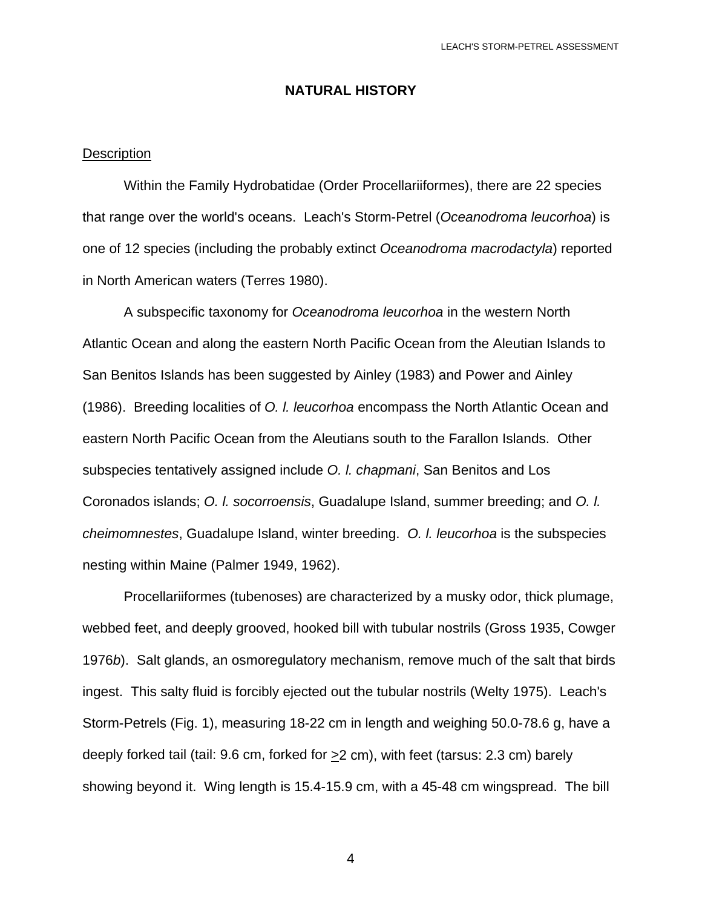## NATURAL HISTORY

### Description

Within the Family Hydrobatidae (Order Procellariiformes), there are 22 species that range over the world's oceans. Leach's Storm-Petrel (*Oceanodroma leucorhoa*) is one of 12 species (including the probably extinct *Oceanodroma macrodactyla*) reported in North American waters (Terres 1980).

A subspecific taxonomy for *Oceanodroma leucorhoa* in the western North Atlantic Ocean and along the eastern North Pacific Ocean from the Aleutian Islands to San Benitos Islands has been suggested by Ainley (1983) and Power and Ainley (1986). Breeding localities of *O. l. leucorhoa* encompass the North Atlantic Ocean and eastern North Pacific Ocean from the Aleutians south to the Farallon Islands. Other subspecies tentatively assigned include *O. l. chapmani*, San Benitos and Los Coronados islands; *O. l. socorroensis*, Guadalupe Island, summer breeding; and *O. l. cheimomnestes*, Guadalupe Island, winter breeding. *O. l. leucorhoa* is the subspecies nesting within Maine (Palmer 1949, 1962).

Procellariiformes (tubenoses) are characterized by a musky odor, thick plumage, webbed feet, and deeply grooved, hooked bill with tubular nostrils (Gross 1935, Cowger 1976*b*). Salt glands, an osmoregulatory mechanism, remove much of the salt that birds ingest. This salty fluid is forcibly ejected out the tubular nostrils (Welty 1975). Leach's Storm-Petrels (Fig. 1), measuring 18-22 cm in length and weighing 50.0-78.6 g, have a deeply forked tail (tail: 9.6 cm, forked for ≥2 cm), with feet (tarsus: 2.3 cm) barely showing beyond it. Wing length is 15.4-15.9 cm, with a 45-48 cm wingspread. The bill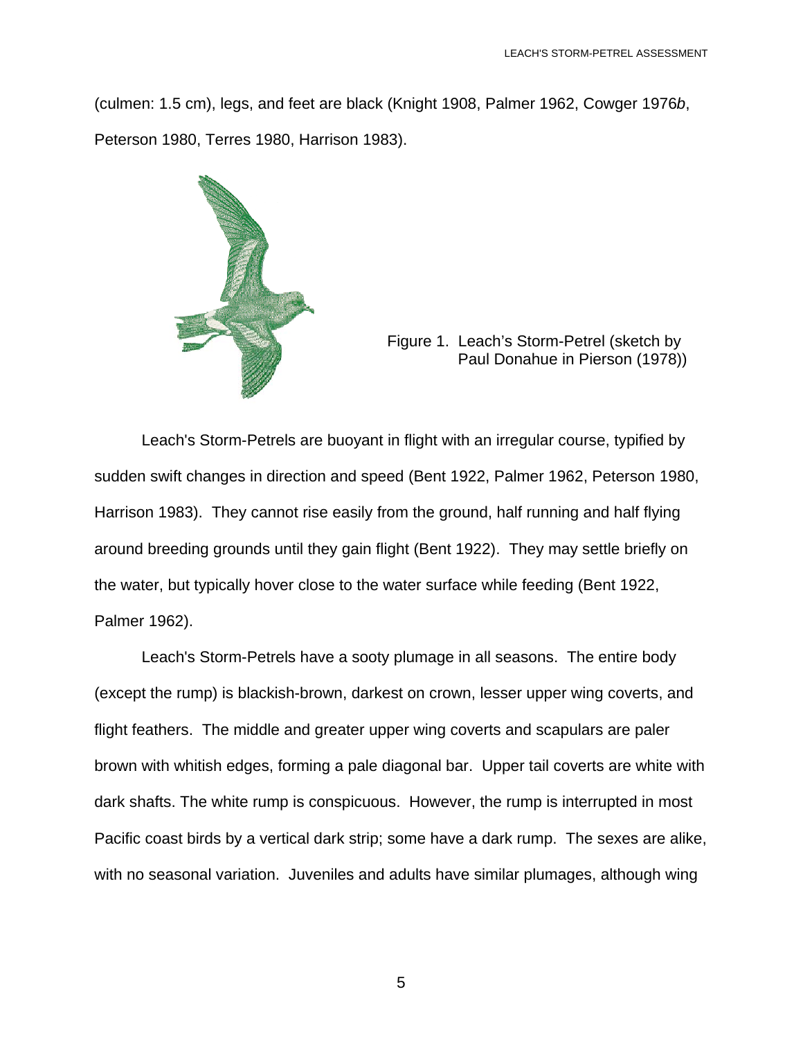(culmen: 1.5 cm), legs, and feet are black (Knight 1908, Palmer 1962, Cowger 1976*b*, Peterson 1980, Terres 1980, Harrison 1983).

Figure 1. Leach's Storm-Petrel (sketch by Paul Donahue in Pierson (1978))

Leach's Storm-Petrels are buoyant in flight with an irregular course, typified by sudden swift changes in direction and speed (Bent 1922, Palmer 1962, Peterson 1980, Harrison 1983). They cannot rise easily from the ground, half running and half flying around breeding grounds until they gain flight (Bent 1922). They may settle briefly on the water, but typically hover close to the water surface while feeding (Bent 1922, Palmer 1962).

Leach's Storm-Petrels have a sooty plumage in all seasons. The entire body (except the rump) is blackish-brown, darkest on crown, lesser upper wing coverts, and flight feathers. The middle and greater upper wing coverts and scapulars are paler brown with whitish edges, forming a pale diagonal bar. Upper tail coverts are white with dark shafts. The white rump is conspicuous. However, the rump is interrupted in most Pacific coast birds by a vertical dark strip; some have a dark rump. The sexes are alike, with no seasonal variation. Juveniles and adults have similar plumages, although wing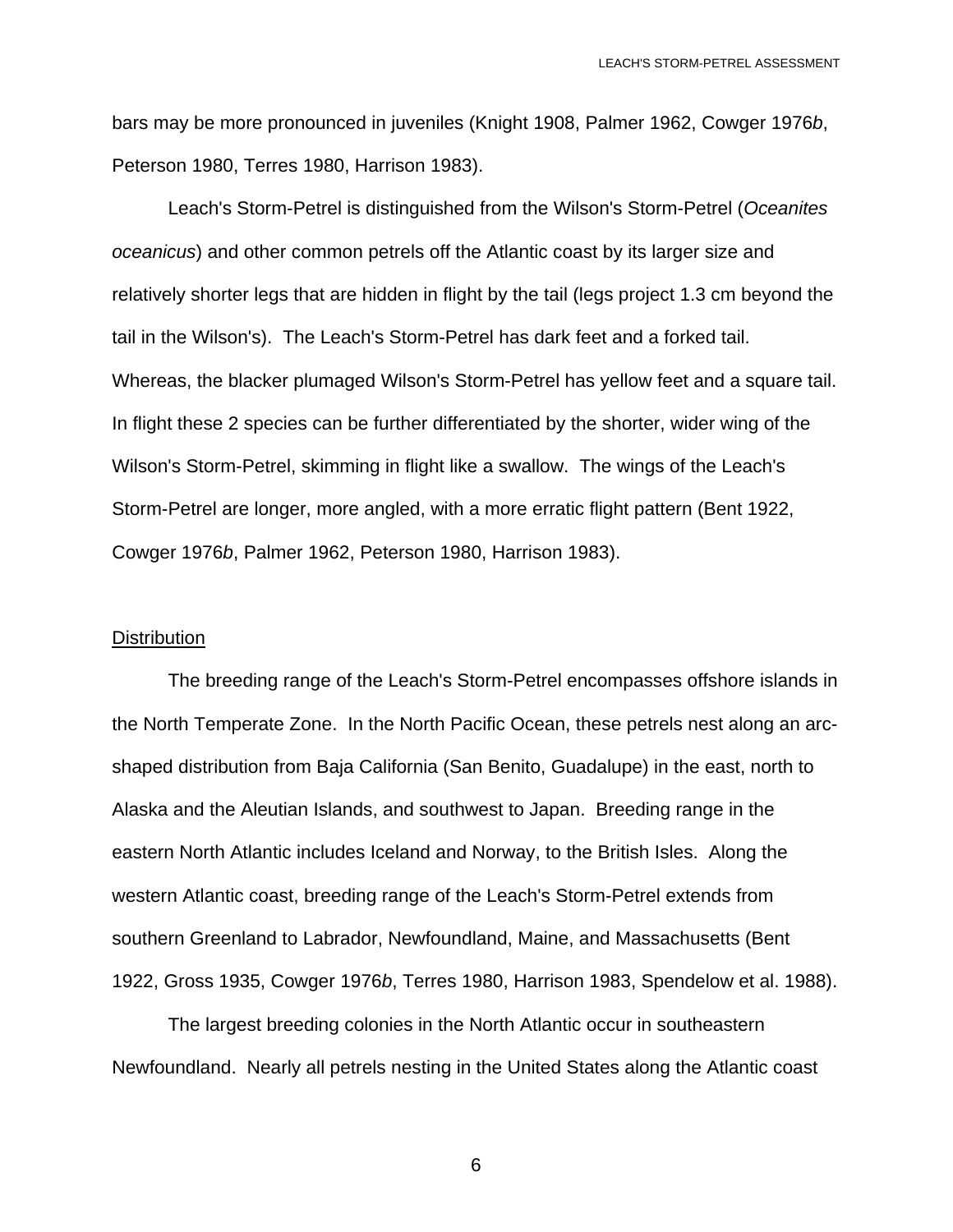bars may be more pronounced in juveniles (Knight 1908, Palmer 1962, Cowger 1976*b*, Peterson 1980, Terres 1980, Harrison 1983).

Leach's Storm-Petrel is distinguished from the Wilson's Storm-Petrel (*Oceanites oceanicus*) and other common petrels off the Atlantic coast by its larger size and relatively shorter legs that are hidden in flight by the tail (legs project 1.3 cm beyond the tail in the Wilson's). The Leach's Storm-Petrel has dark feet and a forked tail. Whereas, the blacker plumaged Wilson's Storm-Petrel has yellow feet and a square tail. In flight these 2 species can be further differentiated by the shorter, wider wing of the Wilson's Storm-Petrel, skimming in flight like a swallow. The wings of the Leach's Storm-Petrel are longer, more angled, with a more erratic flight pattern (Bent 1922, Cowger 1976*b*, Palmer 1962, Peterson 1980, Harrison 1983).

## Distribution

The breeding range of the Leach's Storm-Petrel encompasses offshore islands in the North Temperate Zone. In the North Pacific Ocean, these petrels nest along an arc-shaped distribution from Baja California (San Benito, Guadalupe) in the east, north to Alaska and the Aleutian Islands, and southwest to Japan. Breeding range in the eastern North Atlantic includes Iceland and Norway, to the British Isles. Along the western Atlantic coast, breeding range of the Leach's Storm-Petrel extends from southern Greenland to Labrador, Newfoundland, Maine, and Massachusetts (Bent 1922, Gross 1935, Cowger 1976*b*, Terres 1980, Harrison 1983, Spendelow et al. 1988).

The largest breeding colonies in the North Atlantic occur in southeastern Newfoundland. Nearly all petrels nesting in the United States along the Atlantic coast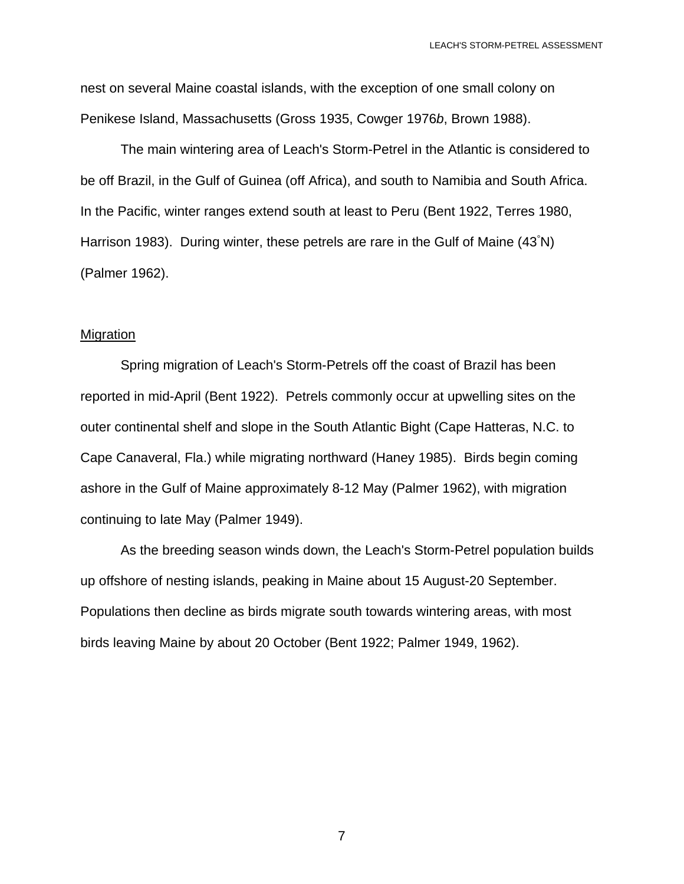nest on several Maine coastal islands, with the exception of one small colony on Penikese Island, Massachusetts (Gross 1935, Cowger 1976*b*, Brown 1988).

The main wintering area of Leach's Storm-Petrel in the Atlantic is considered to be off Brazil, in the Gulf of Guinea (off Africa), and south to Namibia and South Africa. In the Pacific, winter ranges extend south at least to Peru (Bent 1922, Terres 1980, Harrison 1983). During winter, these petrels are rare in the Gulf of Maine (43°N) (Palmer 1962).

## Migration

Spring migration of Leach's Storm-Petrels off the coast of Brazil has been reported in mid-April (Bent 1922). Petrels commonly occur at upwelling sites on the outer continental shelf and slope in the South Atlantic Bight (Cape Hatteras, N.C. to Cape Canaveral, Fla.) while migrating northward (Haney 1985). Birds begin coming ashore in the Gulf of Maine approximately 8-12 May (Palmer 1962), with migration continuing to late May (Palmer 1949).

As the breeding season winds down, the Leach's Storm-Petrel population builds up offshore of nesting islands, peaking in Maine about 15 August-20 September. Populations then decline as birds migrate south towards wintering areas, with most birds leaving Maine by about 20 October (Bent 1922; Palmer 1949, 1962).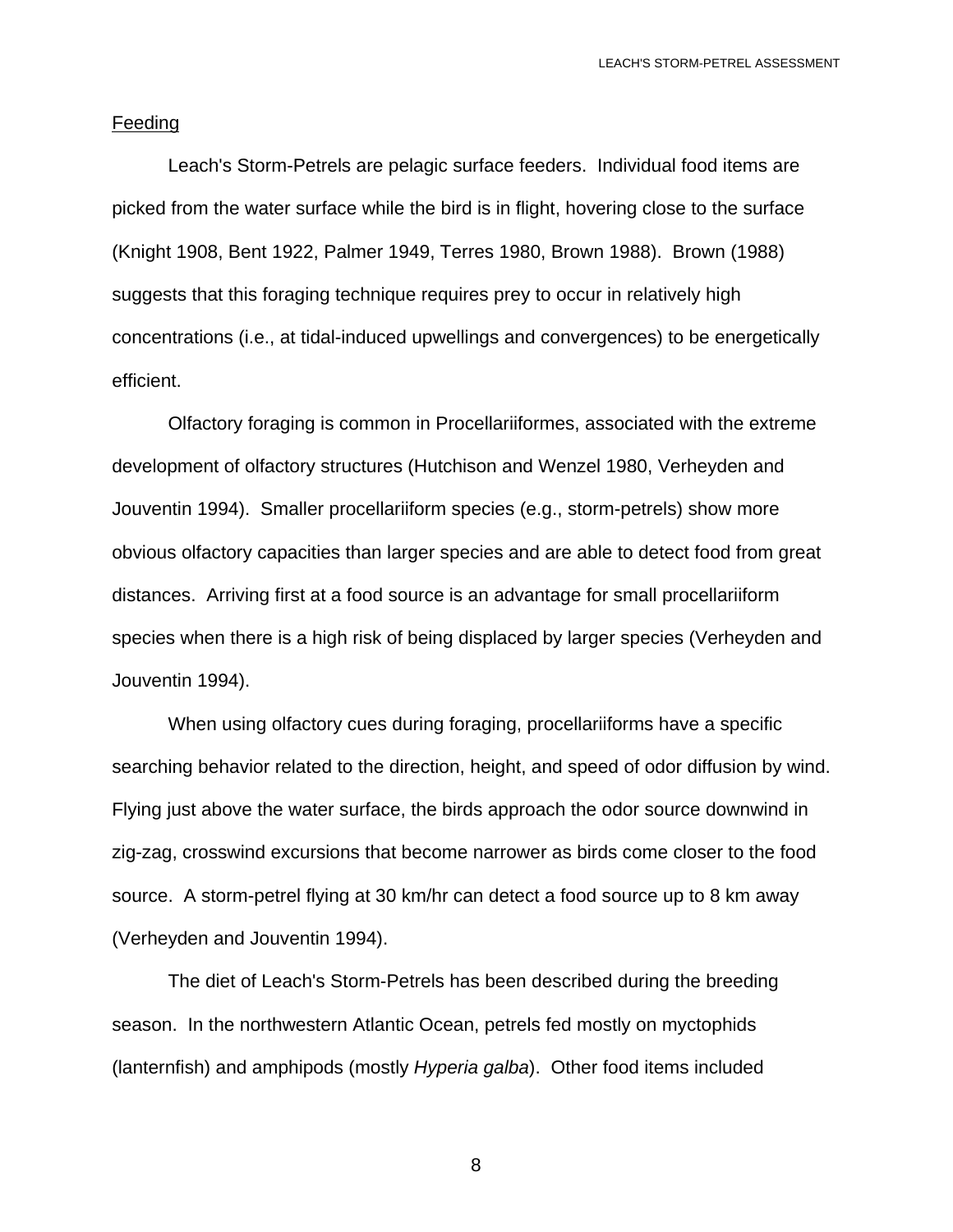## Feeding

Leach's Storm-Petrels are pelagic surface feeders. Individual food items are picked from the water surface while the bird is in flight, hovering close to the surface (Knight 1908, Bent 1922, Palmer 1949, Terres 1980, Brown 1988). Brown (1988) suggests that this foraging technique requires prey to occur in relatively high concentrations (i.e., at tidal-induced upwellings and convergences) to be energetically efficient.

Olfactory foraging is common in Procellariiformes, associated with the extreme development of olfactory structures (Hutchison and Wenzel 1980, Verheyden and Jouventin 1994). Smaller procellariiform species (e.g., storm-petrels) show more obvious olfactory capacities than larger species and are able to detect food from great distances. Arriving first at a food source is an advantage for small procellariiform species when there is a high risk of being displaced by larger species (Verheyden and Jouventin 1994).

When using olfactory cues during foraging, procellariiforms have a specific searching behavior related to the direction, height, and speed of odor diffusion by wind. Flying just above the water surface, the birds approach the odor source downwind in zig-zag, crosswind excursions that become narrower as birds come closer to the food source. A storm-petrel flying at 30 km/hr can detect a food source up to 8 km away (Verheyden and Jouventin 1994).

The diet of Leach's Storm-Petrels has been described during the breeding season. In the northwestern Atlantic Ocean, petrels fed mostly on myctophids (lanternfish) and amphipods (mostly *Hyperia galba*). Other food items included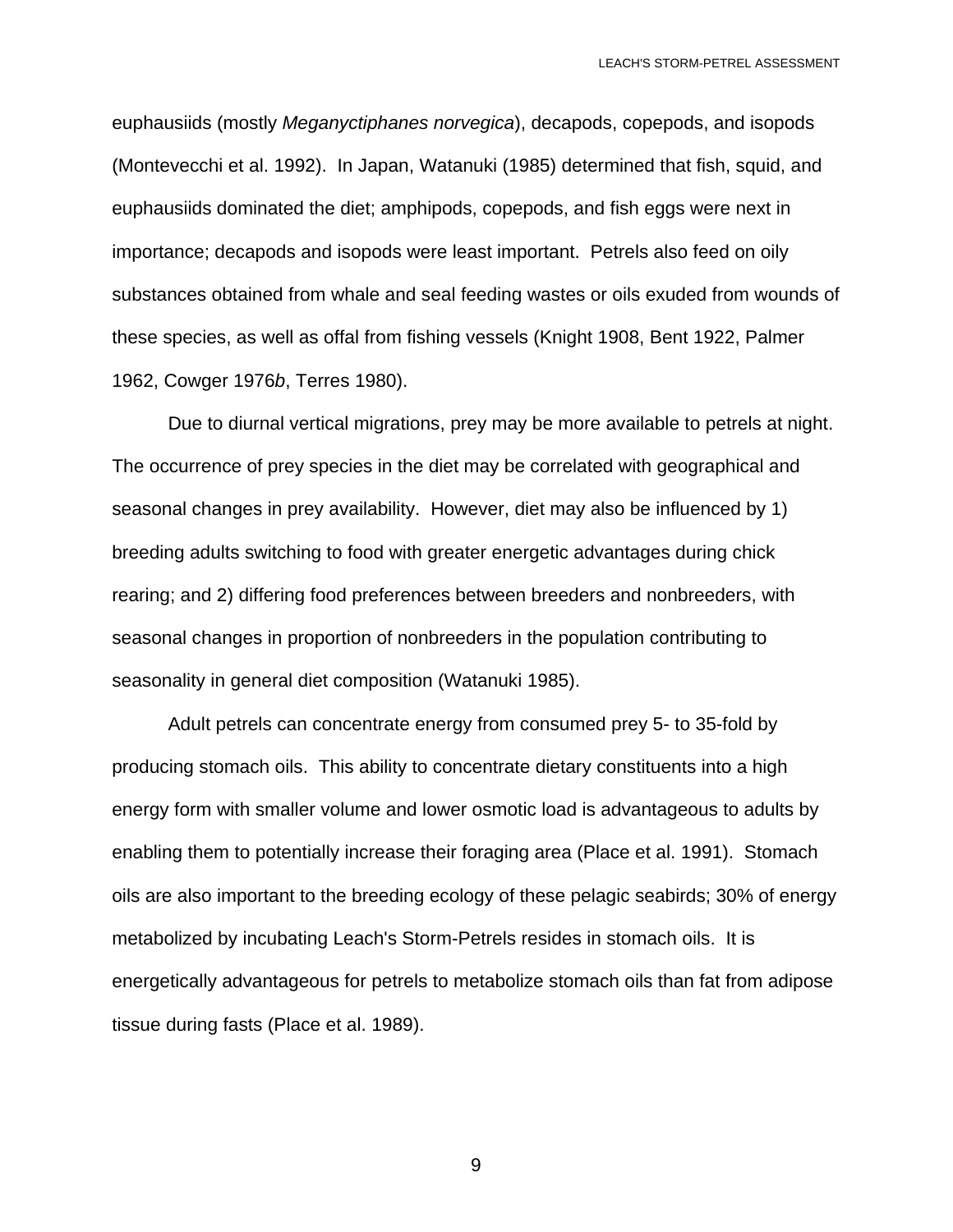euphausiids (mostly *Meganyctiphanes norvegica*), decapods, copepods, and isopods (Montevecchi et al. 1992). In Japan, Watanuki (1985) determined that fish, squid, and euphausiids dominated the diet; amphipods, copepods, and fish eggs were next in importance; decapods and isopods were least important. Petrels also feed on oily substances obtained from whale and seal feeding wastes or oils exuded from wounds of these species, as well as offal from fishing vessels (Knight 1908, Bent 1922, Palmer 1962, Cowger 1976*b*, Terres 1980).

Due to diurnal vertical migrations, prey may be more available to petrels at night. The occurrence of prey species in the diet may be correlated with geographical and seasonal changes in prey availability. However, diet may also be influenced by 1) breeding adults switching to food with greater energetic advantages during chick rearing; and 2) differing food preferences between breeders and nonbreeders, with seasonal changes in proportion of nonbreeders in the population contributing to seasonality in general diet composition (Watanuki 1985).

Adult petrels can concentrate energy from consumed prey 5- to 35-fold by producing stomach oils. This ability to concentrate dietary constituents into a high energy form with smaller volume and lower osmotic load is advantageous to adults by enabling them to potentially increase their foraging area (Place et al. 1991). Stomach oils are also important to the breeding ecology of these pelagic seabirds; 30% of energy metabolized by incubating Leach's Storm-Petrels resides in stomach oils. It is energetically advantageous for petrels to metabolize stomach oils than fat from adipose tissue during fasts (Place et al. 1989).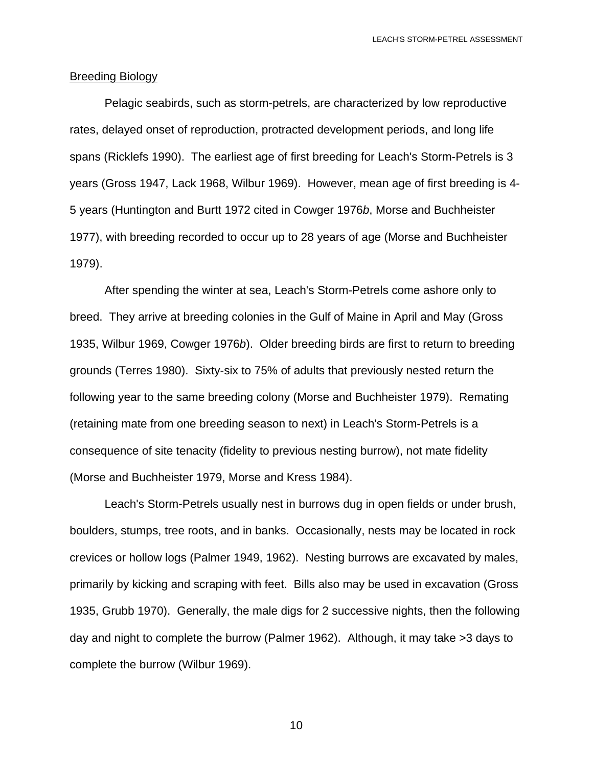## Breeding Biology

Pelagic seabirds, such as storm-petrels, are characterized by low reproductive rates, delayed onset of reproduction, protracted development periods, and long life spans (Ricklefs 1990). The earliest age of first breeding for Leach's Storm-Petrels is 3 years (Gross 1947, Lack 1968, Wilbur 1969). However, mean age of first breeding is 4-5 years (Huntington and Burtt 1972 cited in Cowger 1976*b*, Morse and Buchheister 1977), with breeding recorded to occur up to 28 years of age (Morse and Buchheister 1979).

After spending the winter at sea, Leach's Storm-Petrels come ashore only to breed. They arrive at breeding colonies in the Gulf of Maine in April and May (Gross 1935, Wilbur 1969, Cowger 1976*b*). Older breeding birds are first to return to breeding grounds (Terres 1980). Sixty-six to 75% of adults that previously nested return the following year to the same breeding colony (Morse and Buchheister 1979). Remating (retaining mate from one breeding season to next) in Leach's Storm-Petrels is a consequence of site tenacity (fidelity to previous nesting burrow), not mate fidelity (Morse and Buchheister 1979, Morse and Kress 1984).

Leach's Storm-Petrels usually nest in burrows dug in open fields or under brush, boulders, stumps, tree roots, and in banks. Occasionally, nests may be located in rock crevices or hollow logs (Palmer 1949, 1962). Nesting burrows are excavated by males, primarily by kicking and scraping with feet. Bills also may be used in excavation (Gross 1935, Grubb 1970). Generally, the male digs for 2 successive nights, then the following day and night to complete the burrow (Palmer 1962). Although, it may take >3 days to complete the burrow (Wilbur 1969).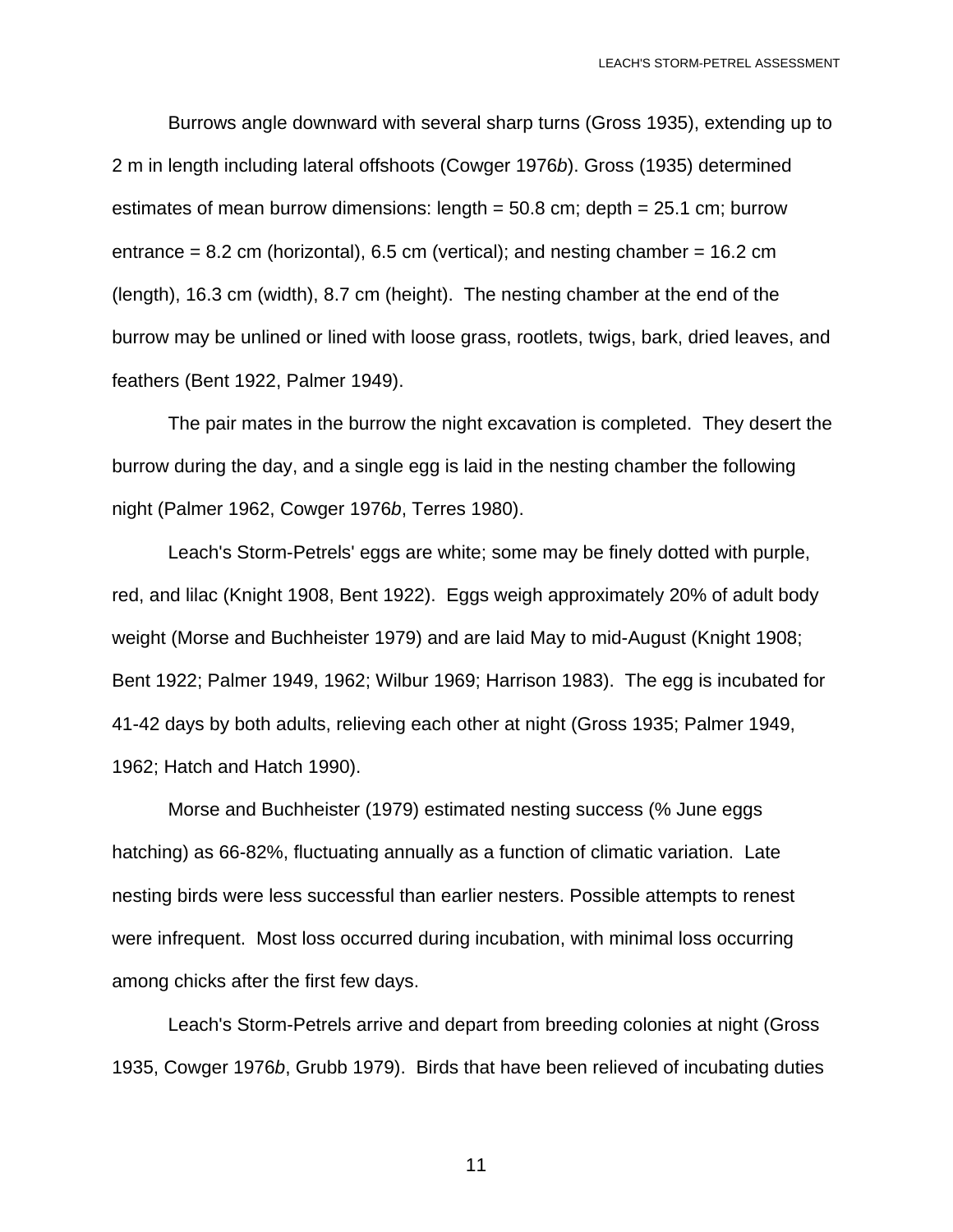Burrows angle downward with several sharp turns (Gross 1935), extending up to 2 m in length including lateral offshoots (Cowger 1976*b*). Gross (1935) determined estimates of mean burrow dimensions: length = 50.8 cm; depth = 25.1 cm; burrow entrance = 8.2 cm (horizontal), 6.5 cm (vertical); and nesting chamber = 16.2 cm (length), 16.3 cm (width), 8.7 cm (height). The nesting chamber at the end of the burrow may be unlined or lined with loose grass, rootlets, twigs, bark, dried leaves, and feathers (Bent 1922, Palmer 1949).

The pair mates in the burrow the night excavation is completed. They desert the burrow during the day, and a single egg is laid in the nesting chamber the following night (Palmer 1962, Cowger 1976*b*, Terres 1980).

Leach's Storm-Petrels' eggs are white; some may be finely dotted with purple, red, and lilac (Knight 1908, Bent 1922). Eggs weigh approximately 20% of adult body weight (Morse and Buchheister 1979) and are laid May to mid-August (Knight 1908; Bent 1922; Palmer 1949, 1962; Wilbur 1969; Harrison 1983). The egg is incubated for 41-42 days by both adults, relieving each other at night (Gross 1935; Palmer 1949, 1962; Hatch and Hatch 1990).

Morse and Buchheister (1979) estimated nesting success (% June eggs hatching) as 66-82%, fluctuating annually as a function of climatic variation. Late nesting birds were less successful than earlier nesters. Possible attempts to renest were infrequent. Most loss occurred during incubation, with minimal loss occurring among chicks after the first few days.

Leach's Storm-Petrels arrive and depart from breeding colonies at night (Gross 1935, Cowger 1976*b*, Grubb 1979). Birds that have been relieved of incubating duties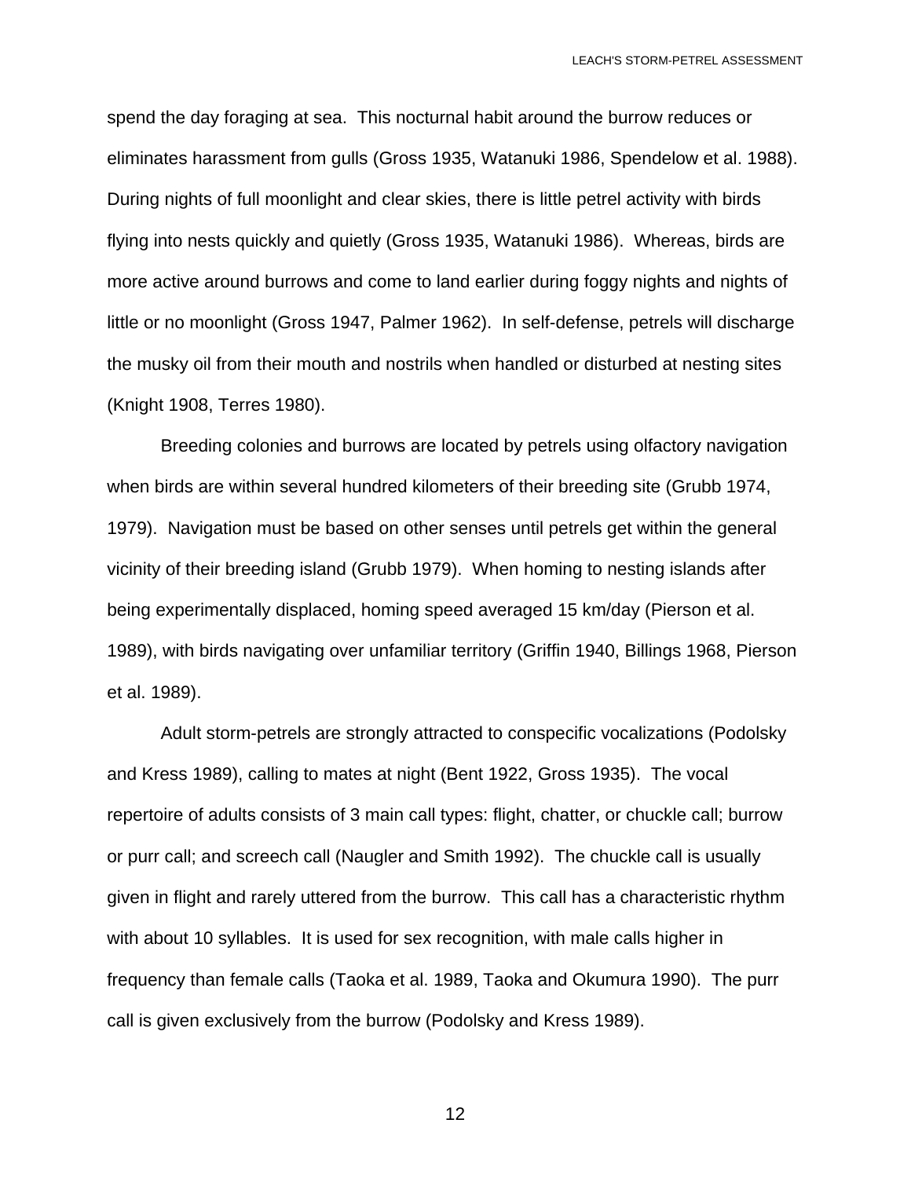spend the day foraging at sea. This nocturnal habit around the burrow reduces or eliminates harassment from gulls (Gross 1935, Watanuki 1986, Spendelow et al. 1988). During nights of full moonlight and clear skies, there is little petrel activity with birds flying into nests quickly and quietly (Gross 1935, Watanuki 1986). Whereas, birds are more active around burrows and come to land earlier during foggy nights and nights of little or no moonlight (Gross 1947, Palmer 1962). In self-defense, petrels will discharge the musky oil from their mouth and nostrils when handled or disturbed at nesting sites (Knight 1908, Terres 1980).

Breeding colonies and burrows are located by petrels using olfactory navigation when birds are within several hundred kilometers of their breeding site (Grubb 1974, 1979). Navigation must be based on other senses until petrels get within the general vicinity of their breeding island (Grubb 1979). When homing to nesting islands after being experimentally displaced, homing speed averaged 15 km/day (Pierson et al. 1989), with birds navigating over unfamiliar territory (Griffin 1940, Billings 1968, Pierson et al. 1989).

Adult storm-petrels are strongly attracted to conspecific vocalizations (Podolsky and Kress 1989), calling to mates at night (Bent 1922, Gross 1935). The vocal repertoire of adults consists of 3 main call types: flight, chatter, or chuckle call; burrow or purr call; and screech call (Naugler and Smith 1992). The chuckle call is usually given in flight and rarely uttered from the burrow. This call has a characteristic rhythm with about 10 syllables. It is used for sex recognition, with male calls higher in frequency than female calls (Taoka et al. 1989, Taoka and Okumura 1990). The purr call is given exclusively from the burrow (Podolsky and Kress 1989).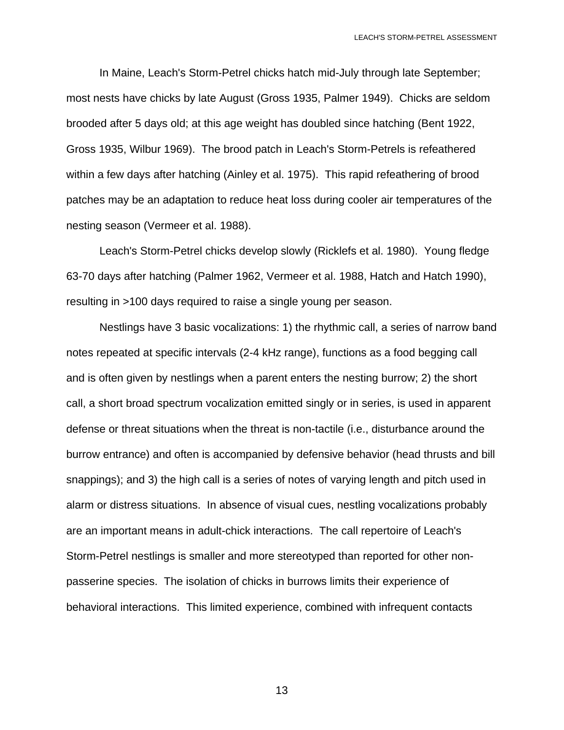In Maine, Leach's Storm-Petrel chicks hatch mid-July through late September; most nests have chicks by late August (Gross 1935, Palmer 1949). Chicks are seldom brooded after 5 days old; at this age weight has doubled since hatching (Bent 1922, Gross 1935, Wilbur 1969). The brood patch in Leach's Storm-Petrels is refeathered within a few days after hatching (Ainley et al. 1975). This rapid refeathering of brood patches may be an adaptation to reduce heat loss during cooler air temperatures of the nesting season (Vermeer et al. 1988).

Leach's Storm-Petrel chicks develop slowly (Ricklefs et al. 1980). Young fledge 63-70 days after hatching (Palmer 1962, Vermeer et al. 1988, Hatch and Hatch 1990), resulting in >100 days required to raise a single young per season.

Nestlings have 3 basic vocalizations: 1) the rhythmic call, a series of narrow band notes repeated at specific intervals (2-4 kHz range), functions as a food begging call and is often given by nestlings when a parent enters the nesting burrow; 2) the short call, a short broad spectrum vocalization emitted singly or in series, is used in apparent defense or threat situations when the threat is non-tactile (i.e., disturbance around the burrow entrance) and often is accompanied by defensive behavior (head thrusts and bill snappings); and 3) the high call is a series of notes of varying length and pitch used in alarm or distress situations. In absence of visual cues, nestling vocalizations probably are an important means in adult-chick interactions. The call repertoire of Leach's Storm-Petrel nestlings is smaller and more stereotyped than reported for other non-passerine species. The isolation of chicks in burrows limits their experience of behavioral interactions. This limited experience, combined with infrequent contacts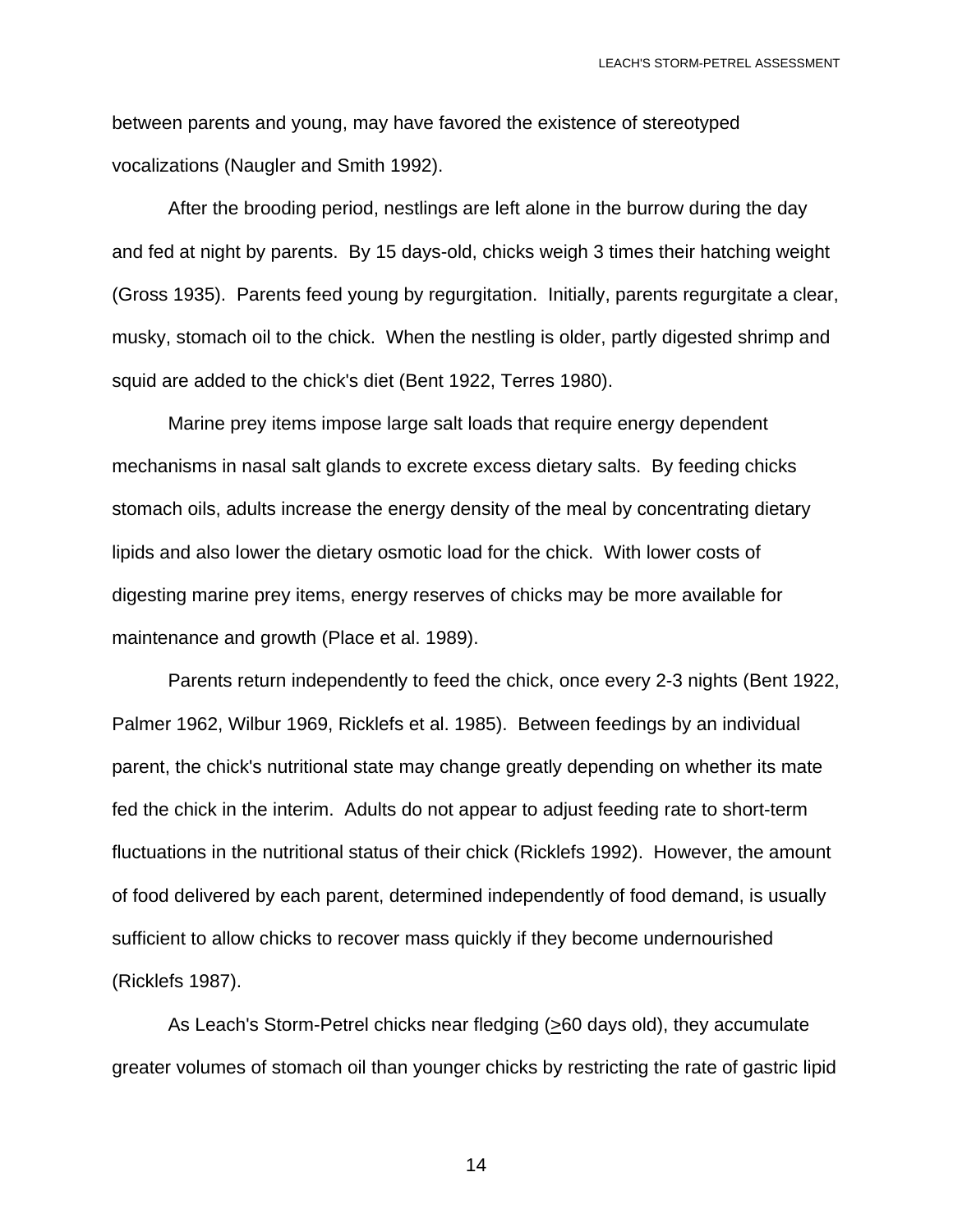between parents and young, may have favored the existence of stereotyped vocalizations (Naugler and Smith 1992).

After the brooding period, nestlings are left alone in the burrow during the day and fed at night by parents. By 15 days-old, chicks weigh 3 times their hatching weight (Gross 1935). Parents feed young by regurgitation. Initially, parents regurgitate a clear, musky, stomach oil to the chick. When the nestling is older, partly digested shrimp and squid are added to the chick's diet (Bent 1922, Terres 1980).

Marine prey items impose large salt loads that require energy dependent mechanisms in nasal salt glands to excrete excess dietary salts. By feeding chicks stomach oils, adults increase the energy density of the meal by concentrating dietary lipids and also lower the dietary osmotic load for the chick. With lower costs of digesting marine prey items, energy reserves of chicks may be more available for maintenance and growth (Place et al. 1989).

Parents return independently to feed the chick, once every 2-3 nights (Bent 1922, Palmer 1962, Wilbur 1969, Ricklefs et al. 1985). Between feedings by an individual parent, the chick's nutritional state may change greatly depending on whether its mate fed the chick in the interim. Adults do not appear to adjust feeding rate to short-term fluctuations in the nutritional status of their chick (Ricklefs 1992). However, the amount of food delivered by each parent, determined independently of food demand, is usually sufficient to allow chicks to recover mass quickly if they become undernourished (Ricklefs 1987).

As Leach's Storm-Petrel chicks near fledging ($\geq$60 days old), they accumulate greater volumes of stomach oil than younger chicks by restricting the rate of gastric lipid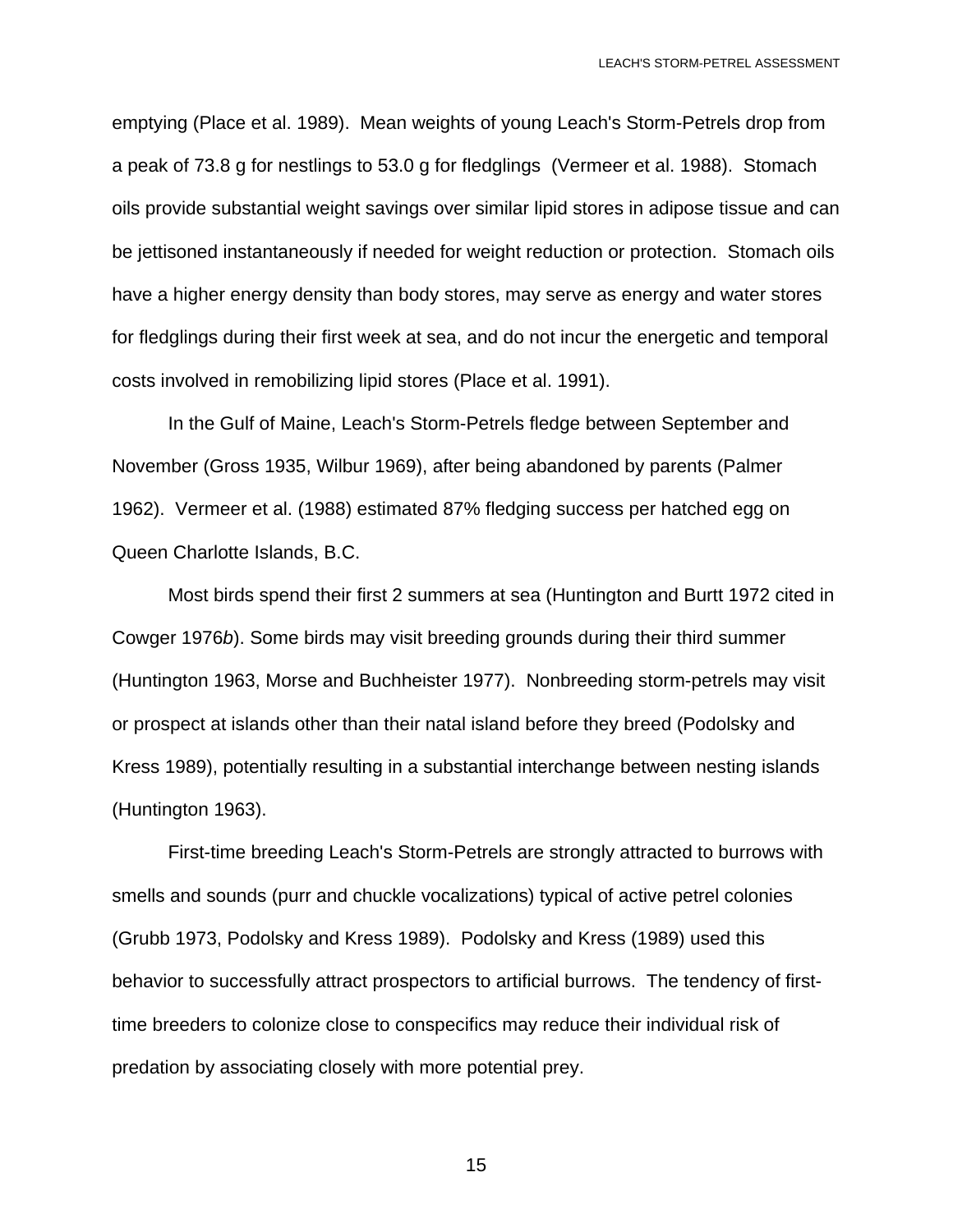emptying (Place et al. 1989). Mean weights of young Leach's Storm-Petrels drop from a peak of 73.8 g for nestlings to 53.0 g for fledglings (Vermeer et al. 1988). Stomach oils provide substantial weight savings over similar lipid stores in adipose tissue and can be jettisoned instantaneously if needed for weight reduction or protection. Stomach oils have a higher energy density than body stores, may serve as energy and water stores for fledglings during their first week at sea, and do not incur the energetic and temporal costs involved in remobilizing lipid stores (Place et al. 1991).

In the Gulf of Maine, Leach's Storm-Petrels fledge between September and November (Gross 1935, Wilbur 1969), after being abandoned by parents (Palmer 1962). Vermeer et al. (1988) estimated 87% fledging success per hatched egg on Queen Charlotte Islands, B.C.

Most birds spend their first 2 summers at sea (Huntington and Burtt 1972 cited in Cowger 1976*b*). Some birds may visit breeding grounds during their third summer (Huntington 1963, Morse and Buchheister 1977). Nonbreeding storm-petrels may visit or prospect at islands other than their natal island before they breed (Podolsky and Kress 1989), potentially resulting in a substantial interchange between nesting islands (Huntington 1963).

First-time breeding Leach's Storm-Petrels are strongly attracted to burrows with smells and sounds (purr and chuckle vocalizations) typical of active petrel colonies (Grubb 1973, Podolsky and Kress 1989). Podolsky and Kress (1989) used this behavior to successfully attract prospectors to artificial burrows. The tendency of first-time breeders to colonize close to conspecifics may reduce their individual risk of predation by associating closely with more potential prey.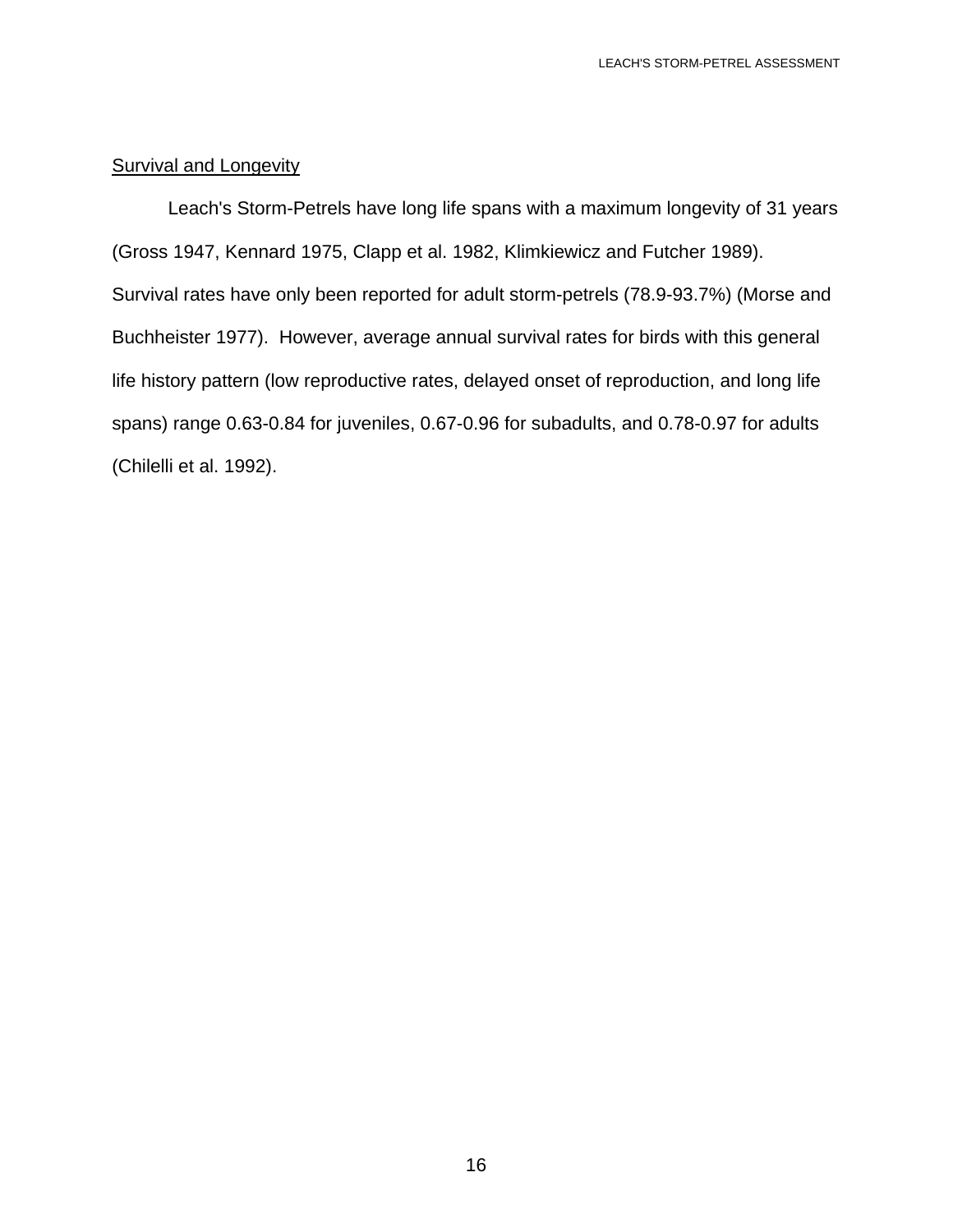Survival and Longevity

Leach's Storm-Petrels have long life spans with a maximum longevity of 31 years (Gross 1947, Kennard 1975, Clapp et al. 1982, Klimkiewicz and Futcher 1989). Survival rates have only been reported for adult storm-petrels (78.9-93.7%) (Morse and Buchheister 1977). However, average annual survival rates for birds with this general life history pattern (low reproductive rates, delayed onset of reproduction, and long life spans) range 0.63-0.84 for juveniles, 0.67-0.96 for subadults, and 0.78-0.97 for adults (Chilelli et al. 1992).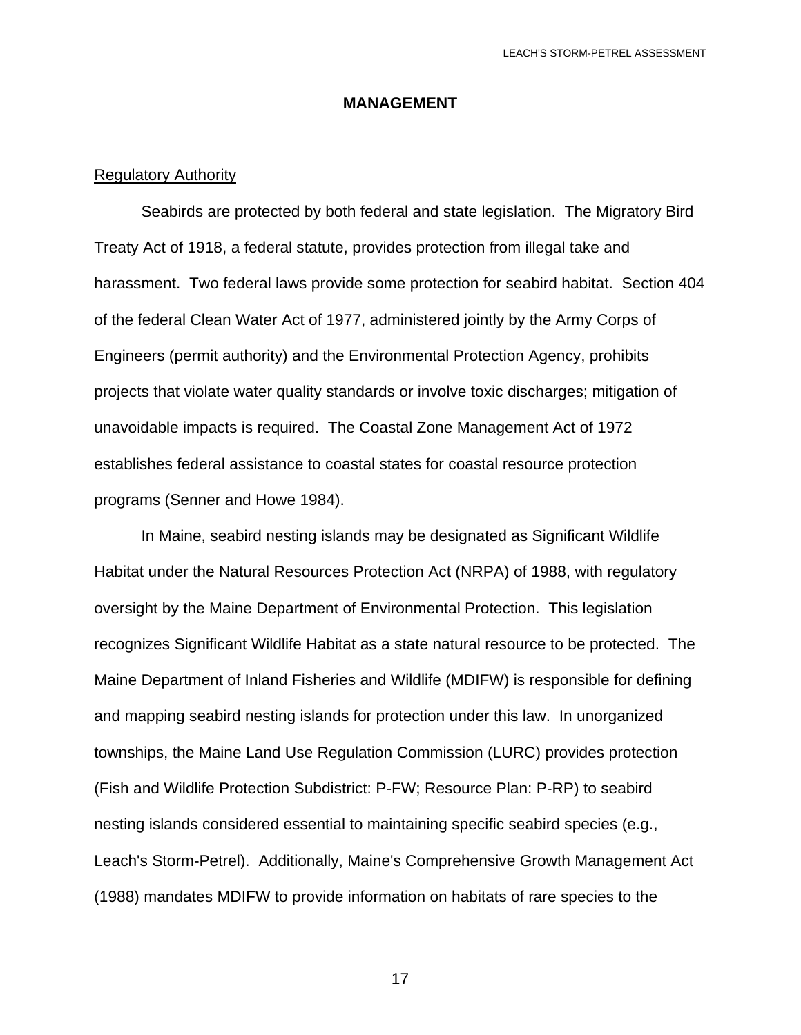## MANAGEMENT

Regulatory Authority

Seabirds are protected by both federal and state legislation. The Migratory Bird Treaty Act of 1918, a federal statute, provides protection from illegal take and harassment. Two federal laws provide some protection for seabird habitat. Section 404 of the federal Clean Water Act of 1977, administered jointly by the Army Corps of Engineers (permit authority) and the Environmental Protection Agency, prohibits projects that violate water quality standards or involve toxic discharges; mitigation of unavoidable impacts is required. The Coastal Zone Management Act of 1972 establishes federal assistance to coastal states for coastal resource protection programs (Senner and Howe 1984).

In Maine, seabird nesting islands may be designated as Significant Wildlife Habitat under the Natural Resources Protection Act (NRPA) of 1988, with regulatory oversight by the Maine Department of Environmental Protection. This legislation recognizes Significant Wildlife Habitat as a state natural resource to be protected. The Maine Department of Inland Fisheries and Wildlife (MDIFW) is responsible for defining and mapping seabird nesting islands for protection under this law. In unorganized townships, the Maine Land Use Regulation Commission (LURC) provides protection (Fish and Wildlife Protection Subdistrict: P-FW; Resource Plan: P-RP) to seabird nesting islands considered essential to maintaining specific seabird species (e.g., Leach's Storm-Petrel). Additionally, Maine's Comprehensive Growth Management Act (1988) mandates MDIFW to provide information on habitats of rare species to the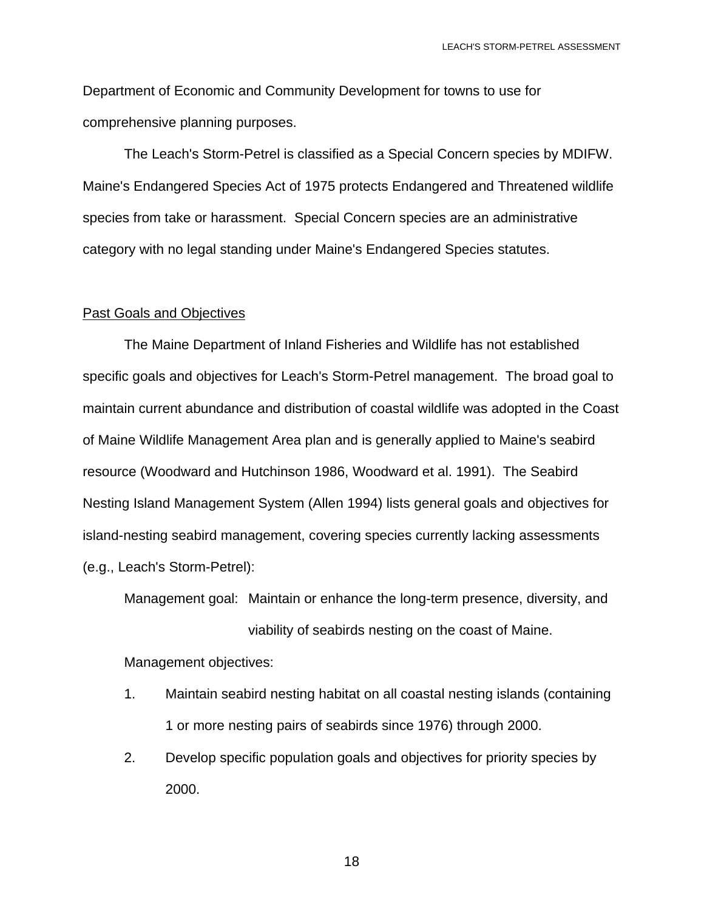Department of Economic and Community Development for towns to use for comprehensive planning purposes.

The Leach's Storm-Petrel is classified as a Special Concern species by MDIFW. Maine's Endangered Species Act of 1975 protects Endangered and Threatened wildlife species from take or harassment. Special Concern species are an administrative category with no legal standing under Maine's Endangered Species statutes.

## Past Goals and Objectives

The Maine Department of Inland Fisheries and Wildlife has not established specific goals and objectives for Leach's Storm-Petrel management. The broad goal to maintain current abundance and distribution of coastal wildlife was adopted in the Coast of Maine Wildlife Management Area plan and is generally applied to Maine's seabird resource (Woodward and Hutchinson 1986, Woodward et al. 1991). The Seabird Nesting Island Management System (Allen 1994) lists general goals and objectives for island-nesting seabird management, covering species currently lacking assessments (e.g., Leach's Storm-Petrel):

Management goal: Maintain or enhance the long-term presence, diversity, and viability of seabirds nesting on the coast of Maine.

Management objectives:

1. Maintain seabird nesting habitat on all coastal nesting islands (containing 1 or more nesting pairs of seabirds since 1976) through 2000.
2. Develop specific population goals and objectives for priority species by 2000.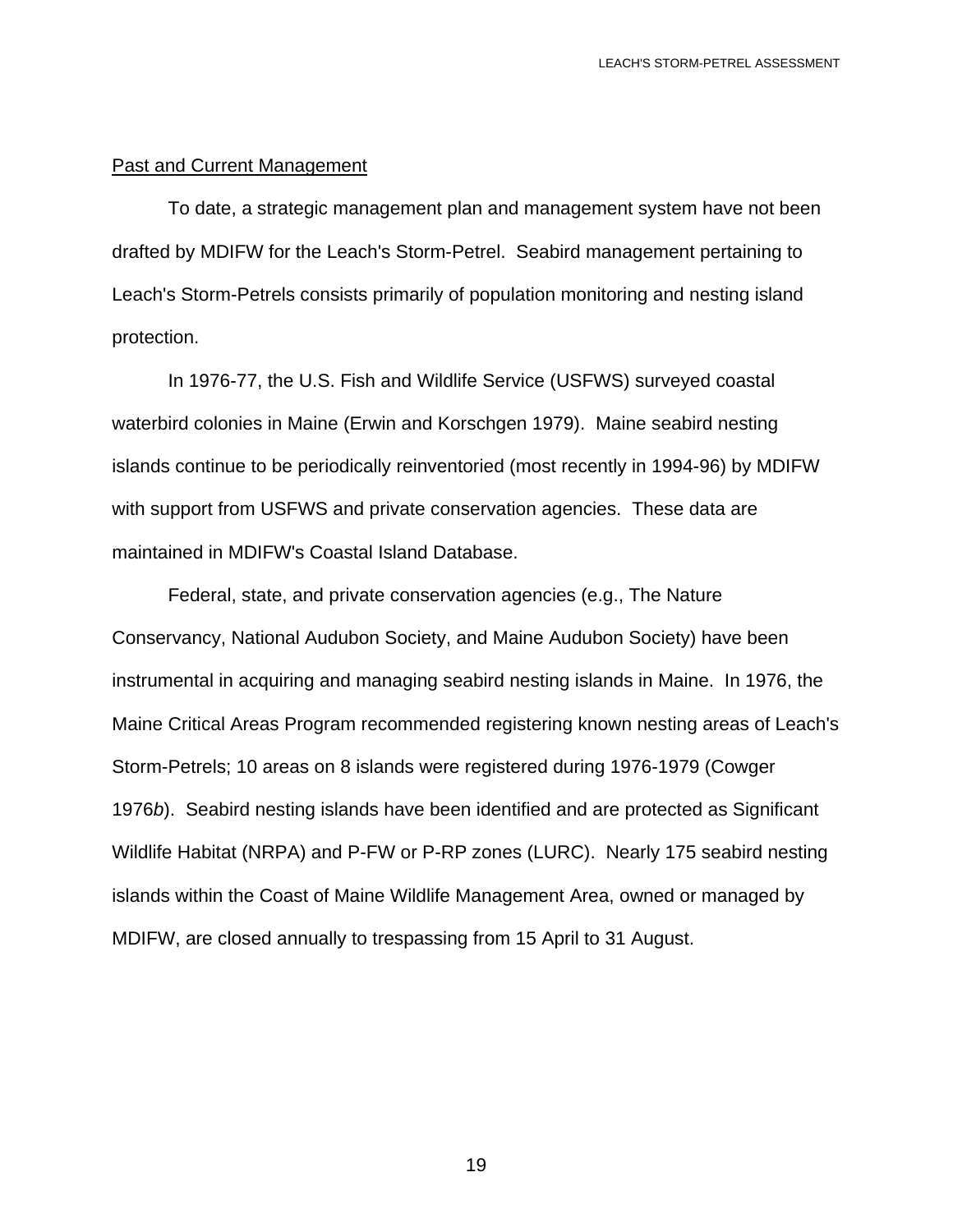## Past and Current Management

To date, a strategic management plan and management system have not been drafted by MDIFW for the Leach's Storm-Petrel. Seabird management pertaining to Leach's Storm-Petrels consists primarily of population monitoring and nesting island protection.

In 1976-77, the U.S. Fish and Wildlife Service (USFWS) surveyed coastal waterbird colonies in Maine (Erwin and Korschgen 1979). Maine seabird nesting islands continue to be periodically reinventoried (most recently in 1994-96) by MDIFW with support from USFWS and private conservation agencies. These data are maintained in MDIFW's Coastal Island Database.

Federal, state, and private conservation agencies (e.g., The Nature Conservancy, National Audubon Society, and Maine Audubon Society) have been instrumental in acquiring and managing seabird nesting islands in Maine. In 1976, the Maine Critical Areas Program recommended registering known nesting areas of Leach's Storm-Petrels; 10 areas on 8 islands were registered during 1976-1979 (Cowger 1976*b*). Seabird nesting islands have been identified and are protected as Significant Wildlife Habitat (NRPA) and P-FW or P-RP zones (LURC). Nearly 175 seabird nesting islands within the Coast of Maine Wildlife Management Area, owned or managed by MDIFW, are closed annually to trespassing from 15 April to 31 August.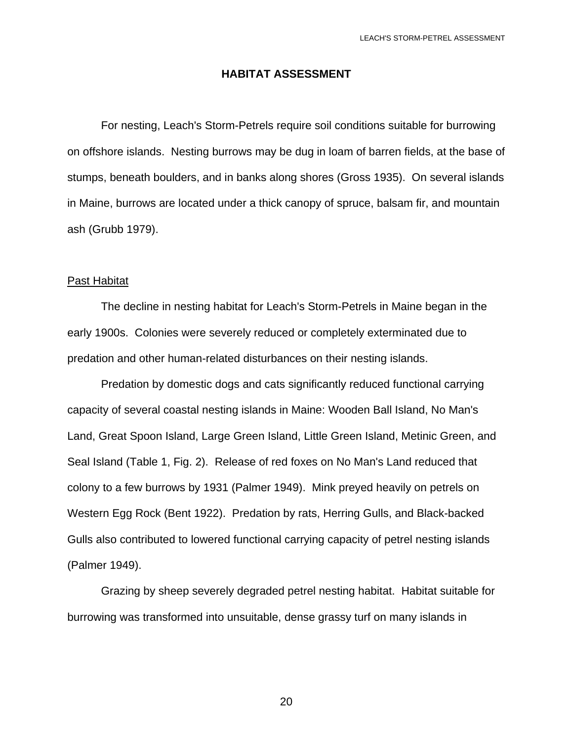## HABITAT ASSESSMENT

For nesting, Leach's Storm-Petrels require soil conditions suitable for burrowing on offshore islands. Nesting burrows may be dug in loam of barren fields, at the base of stumps, beneath boulders, and in banks along shores (Gross 1935). On several islands in Maine, burrows are located under a thick canopy of spruce, balsam fir, and mountain ash (Grubb 1979).

### Past Habitat

The decline in nesting habitat for Leach's Storm-Petrels in Maine began in the early 1900s. Colonies were severely reduced or completely exterminated due to predation and other human-related disturbances on their nesting islands.

Predation by domestic dogs and cats significantly reduced functional carrying capacity of several coastal nesting islands in Maine: Wooden Ball Island, No Man's Land, Great Spoon Island, Large Green Island, Little Green Island, Metinic Green, and Seal Island (Table 1, Fig. 2). Release of red foxes on No Man's Land reduced that colony to a few burrows by 1931 (Palmer 1949). Mink preyed heavily on petrels on Western Egg Rock (Bent 1922). Predation by rats, Herring Gulls, and Black-backed Gulls also contributed to lowered functional carrying capacity of petrel nesting islands (Palmer 1949).

Grazing by sheep severely degraded petrel nesting habitat. Habitat suitable for burrowing was transformed into unsuitable, dense grassy turf on many islands in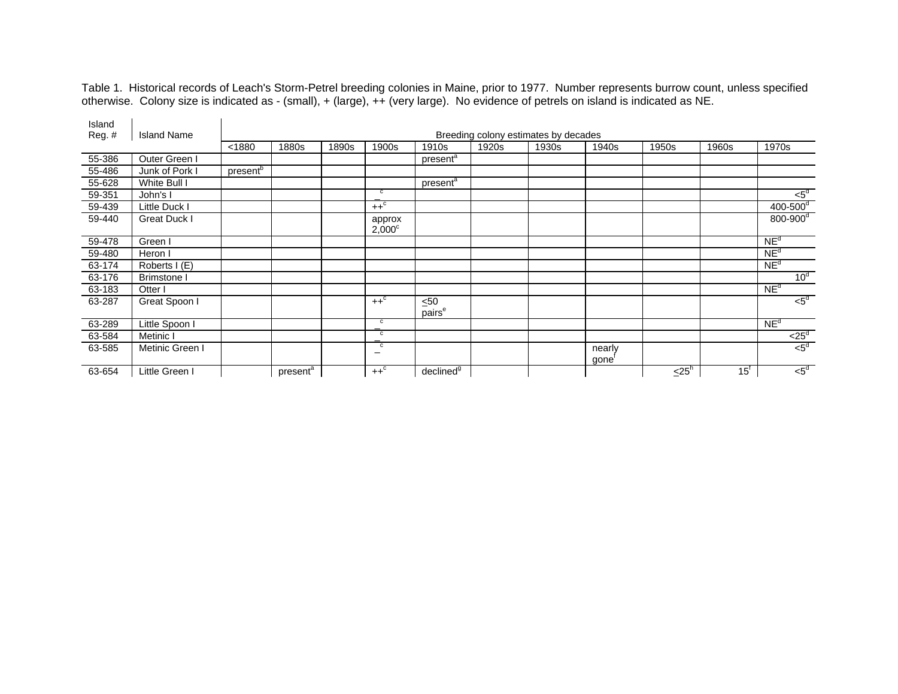Table 1. Historical records of Leach's Storm-Petrel breeding colonies in Maine, prior to 1977. Number represents burrow count, unless specified otherwise. Colony size is indicated as - (small), + (large), ++ (very large). No evidence of petrels on island is indicated as NE.

| Island Reg. # | Island Name | Breeding colony estimates by decades | | | | | | | | | | |
|---|---|---|---|---|---|---|---|---|---|---|---|---|
| | | <1880 | 1880s | 1890s | 1900s | 1910s | 1920s | 1930s | 1940s | 1950s | 1960s | 1970s |
| 55-386 | Outer Green I | | | | | present[a] | | | | | | |
| 55-486 | Junk of Pork I | present[b] | | | | | | | | | | |
| 55-628 | White Bull I | | | | | present[a] | | | | | | |
| 59-351 | John's I | | | | _[c] | | | | | | | <5[d] |
| 59-439 | Little Duck I | | | | ++[c] | | | | | | | 400-500[d] |
| 59-440 | Great Duck I | | | | approx 2,000[c] | | | | | | | 800-900[d] |
| 59-478 | Green I | | | | | | | | | | | NE[d] |
| 59-480 | Heron I | | | | | | | | | | | NE[d] |
| 63-174 | Roberts I (E) | | | | | | | | | | | NE[d] |
| 63-176 | Brimstone I | | | | | | | | | | | 10[d] |
| 63-183 | Otter I | | | | | | | | | | | NE[d] |
| 63-287 | Great Spoon I | | | | ++[c] | ≤50 pairs[e] | | | | | | <5[d] |
| 63-289 | Little Spoon I | | | | _[c] | | | | | | | NE[d] |
| 63-584 | Metinic I | | | | _[c] | | | | | | | <25[d] |
| 63-585 | Metinic Green I | | | | _[c] | | | | nearly gone[f] | | | <5[d] |
| 63-654 | Little Green I | | present[a] | | ++[c] | declined[g] | | | | ≤25[h] | 15[f] | <5[d] |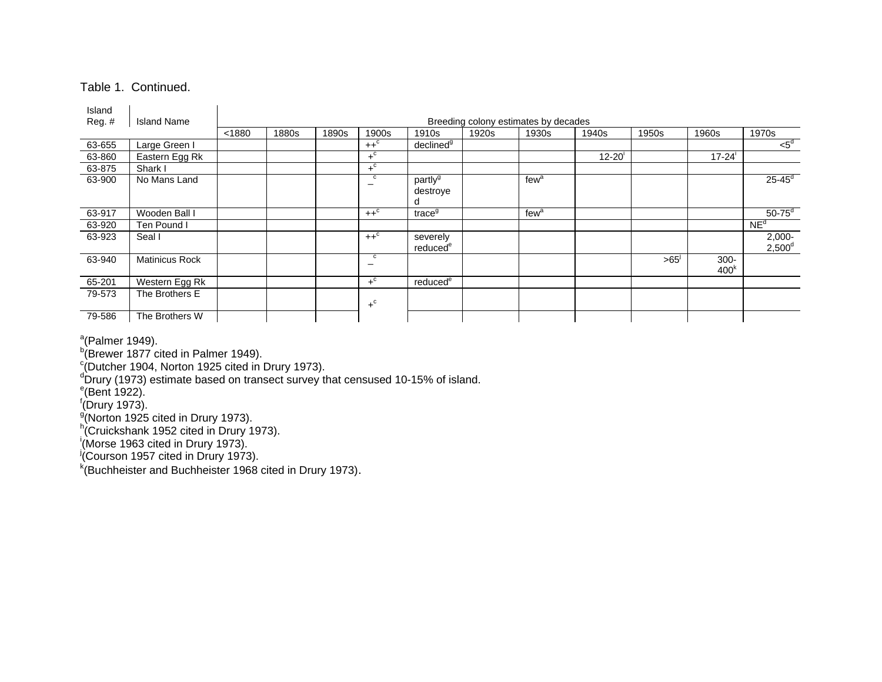Table 1. Continued.

| Island Reg. # | Island Name | Breeding colony estimates by decades | | | | | | | | | | |
|---|---|---|---|---|---|---|---|---|---|---|---|---|
| | | <1880 | 1880s | 1890s | 1900s | 1910s | 1920s | 1930s | 1940s | 1950s | 1960s | 1970s |
| 63-655 | Large Green I | | | | ++[c] | declined[g] | | | | | | <5[d] |
| 63-860 | Eastern Egg Rk | | | | +[c] | | | | 12-20[i] | | 17-24[i] | |
| 63-875 | Shark I | | | | +[c] | | | | | | | |
| 63-900 | No Mans Land | | | | –[c] | partly[g] destroyed | | few[a] | | | | 25-45[d] |
| 63-917 | Wooden Ball I | | | | ++[c] | trace[g] | | few[a] | | | | 50-75[d] |
| 63-920 | Ten Pound I | | | | | | | | | | | NE[d] |
| 63-923 | Seal I | | | | ++[c] | severely reduced[e] | | | | | | 2,000-2,500[d] |
| 63-940 | Matinicus Rock | | | | –[c] | | | | | >65[j] | 300-400[k] | |
| 65-201 | Western Egg Rk | | | | +[c] | reduced[e] | | | | | | |
| 79-573 | The Brothers E | | | | +[c] | | | | | | | |
| 79-586 | The Brothers W | | | | | | | | | | | |

[a](Palmer 1949).
[b](Brewer 1877 cited in Palmer 1949).
[c](Dutcher 1904, Norton 1925 cited in Drury 1973).
[d]Drury (1973) estimate based on transect survey that censused 10-15% of island.
[e](Bent 1922).
[f](Drury 1973).
[g](Norton 1925 cited in Drury 1973).
[h](Cruickshank 1952 cited in Drury 1973).
[i](Morse 1963 cited in Drury 1973).
[j](Courson 1957 cited in Drury 1973).
[k](Buchheister and Buchheister 1968 cited in Drury 1973).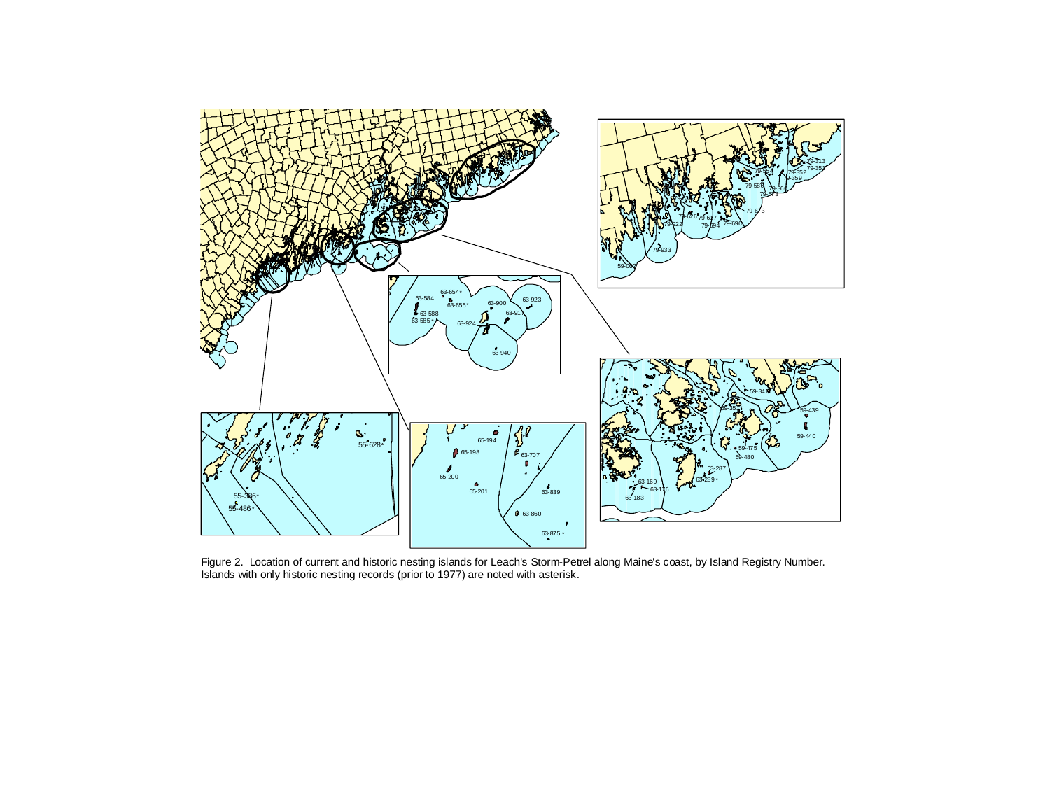Figure 2. Location of current and historic nesting islands for Leach's Storm-Petrel along Maine's coast, by Island Registry Number. Islands with only historic nesting records (prior to 1977) are noted with asterisk.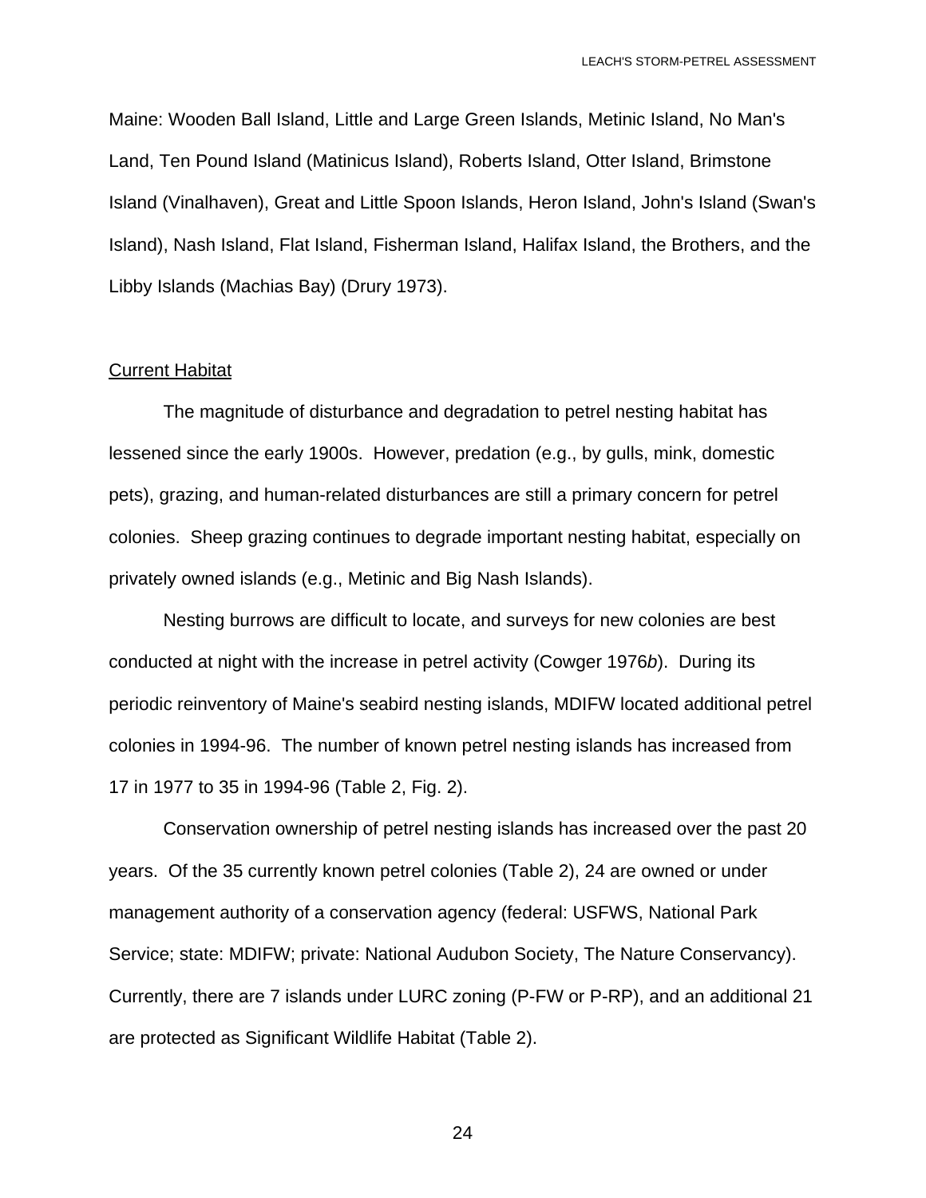Maine: Wooden Ball Island, Little and Large Green Islands, Metinic Island, No Man's Land, Ten Pound Island (Matinicus Island), Roberts Island, Otter Island, Brimstone Island (Vinalhaven), Great and Little Spoon Islands, Heron Island, John's Island (Swan's Island), Nash Island, Flat Island, Fisherman Island, Halifax Island, the Brothers, and the Libby Islands (Machias Bay) (Drury 1973).

Current Habitat

The magnitude of disturbance and degradation to petrel nesting habitat has lessened since the early 1900s. However, predation (e.g., by gulls, mink, domestic pets), grazing, and human-related disturbances are still a primary concern for petrel colonies. Sheep grazing continues to degrade important nesting habitat, especially on privately owned islands (e.g., Metinic and Big Nash Islands).

Nesting burrows are difficult to locate, and surveys for new colonies are best conducted at night with the increase in petrel activity (Cowger 1976*b*). During its periodic reinventory of Maine's seabird nesting islands, MDIFW located additional petrel colonies in 1994-96. The number of known petrel nesting islands has increased from 17 in 1977 to 35 in 1994-96 (Table 2, Fig. 2).

Conservation ownership of petrel nesting islands has increased over the past 20 years. Of the 35 currently known petrel colonies (Table 2), 24 are owned or under management authority of a conservation agency (federal: USFWS, National Park Service; state: MDIFW; private: National Audubon Society, The Nature Conservancy). Currently, there are 7 islands under LURC zoning (P-FW or P-RP), and an additional 21 are protected as Significant Wildlife Habitat (Table 2).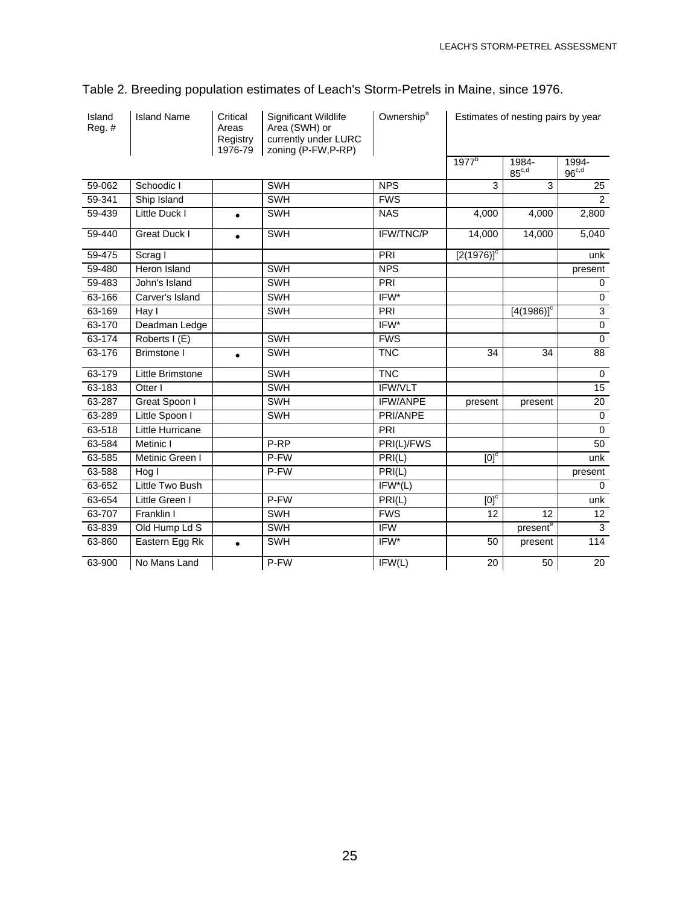Table 2. Breeding population estimates of Leach's Storm-Petrels in Maine, since 1976.

| Island Reg. # | Island Name | Critical Areas Registry 1976-79 | Significant Wildlife Area (SWH) or currently under LURC zoning (P-FW,P-RP) | Ownership[a] | Estimates of nesting pairs by year | | |
|---|---|---|---|---|---|---|---|
| | | | | | 1977[b] | 1984-85[c,d] | 1994-96[c,d] |
| 59-062 | Schoodic I | | SWH | NPS | 3 | 3 | 25 |
| 59-341 | Ship Island | | SWH | FWS | | | 2 |
| 59-439 | Little Duck I | • | SWH | NAS | 4,000 | 4,000 | 2,800 |
| 59-440 | Great Duck I | • | SWH | IFW/TNC/P | 14,000 | 14,000 | 5,040 |
| 59-475 | Scrag I | | | PRI | [2(1976)][c] | | unk |
| 59-480 | Heron Island | | SWH | NPS | | | present |
| 59-483 | John's Island | | SWH | PRI | | | 0 |
| 63-166 | Carver's Island | | SWH | IFW* | | | 0 |
| 63-169 | Hay I | | SWH | PRI | | [4(1986)][c] | 3 |
| 63-170 | Deadman Ledge | | | IFW* | | | 0 |
| 63-174 | Roberts I (E) | | SWH | FWS | | | 0 |
| 63-176 | Brimstone I | • | SWH | TNC | 34 | 34 | 88 |
| 63-179 | Little Brimstone | | SWH | TNC | | | 0 |
| 63-183 | Otter I | | SWH | IFW/VLT | | | 15 |
| 63-287 | Great Spoon I | | SWH | IFW/ANPE | present | present | 20 |
| 63-289 | Little Spoon I | | SWH | PRI/ANPE | | | 0 |
| 63-518 | Little Hurricane | | | PRI | | | 0 |
| 63-584 | Metinic I | | P-RP | PRI(L)/FWS | | | 50 |
| 63-585 | Metinic Green I | | P-FW | PRI(L) | [0][c] | | unk |
| 63-588 | Hog I | | P-FW | PRI(L) | | | present |
| 63-652 | Little Two Bush | | | IFW*(L) | | | 0 |
| 63-654 | Little Green I | | P-FW | PRI(L) | [0][c] | | unk |
| 63-707 | Franklin I | | SWH | FWS | 12 | 12 | 12 |
| 63-839 | Old Hump Ld S | | SWH | IFW | | present[e] | 3 |
| 63-860 | Eastern Egg Rk | • | SWH | IFW* | 50 | present | 114 |
| 63-900 | No Mans Land | | P-FW | IFW(L) | 20 | 50 | 20 |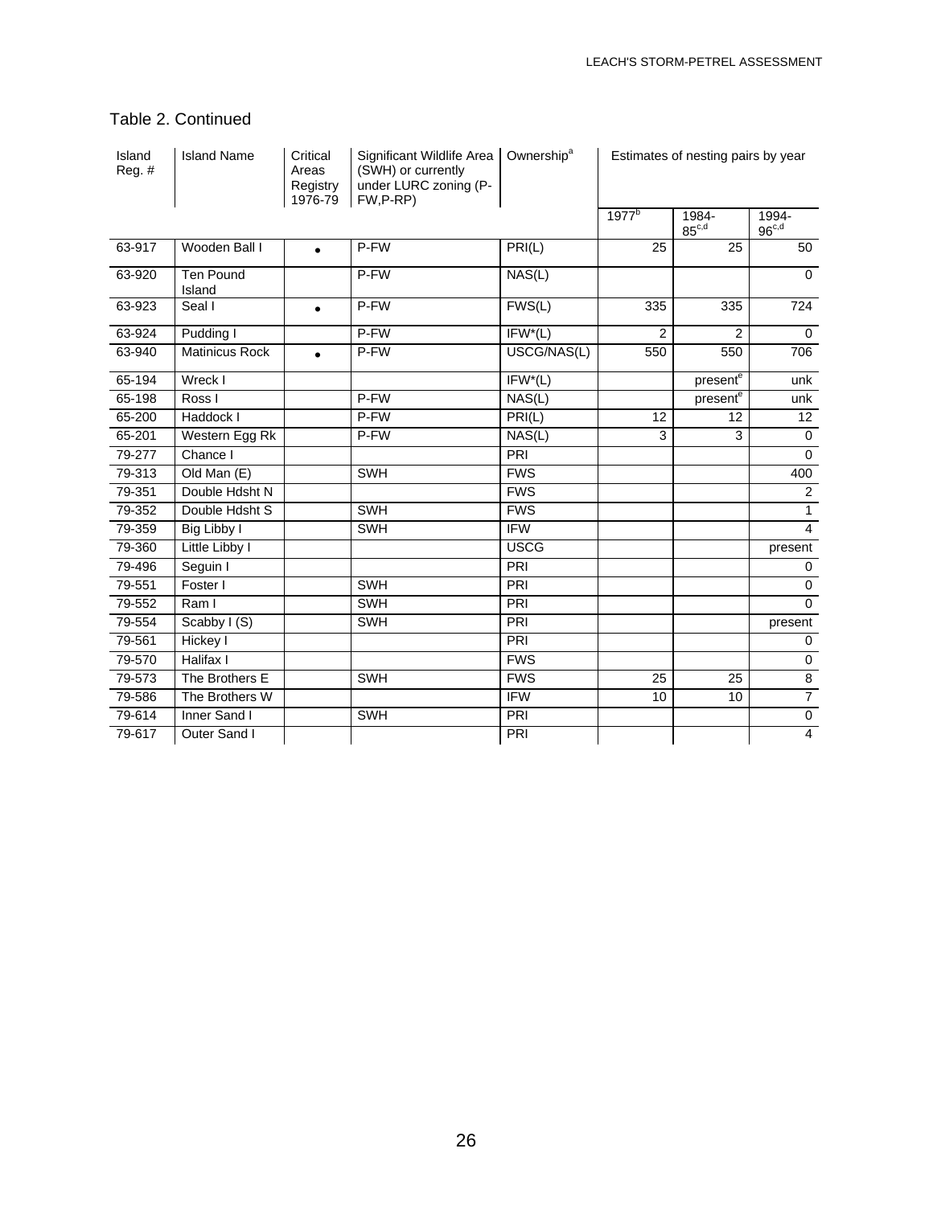Table 2. Continued

| Island Reg. # | Island Name | Critical Areas Registry 1976-79 | Significant Wildlife Area (SWH) or currently under LURC zoning (P-FW,P-RP) | Ownership[a] | Estimates of nesting pairs by year | | |
|---|---|---|---|---|---|---|---|
| | | | | | 1977[b] | 1984-85[c,d] | 1994-96[c,d] |
| 63-917 | Wooden Ball I | • | P-FW | PRI(L) | 25 | 25 | 50 |
| 63-920 | Ten Pound Island | | P-FW | NAS(L) | | | 0 |
| 63-923 | Seal I | • | P-FW | FWS(L) | 335 | 335 | 724 |
| 63-924 | Pudding I | | P-FW | IFW*(L) | 2 | 2 | 0 |
| 63-940 | Matinicus Rock | • | P-FW | USCG/NAS(L) | 550 | 550 | 706 |
| 65-194 | Wreck I | | | IFW*(L) | | present[e] | unk |
| 65-198 | Ross I | | P-FW | NAS(L) | | present[e] | unk |
| 65-200 | Haddock I | | P-FW | PRI(L) | 12 | 12 | 12 |
| 65-201 | Western Egg Rk | | P-FW | NAS(L) | 3 | 3 | 0 |
| 79-277 | Chance I | | | PRI | | | 0 |
| 79-313 | Old Man (E) | | SWH | FWS | | | 400 |
| 79-351 | Double Hdsht N | | | FWS | | | 2 |
| 79-352 | Double Hdsht S | | SWH | FWS | | | 1 |
| 79-359 | Big Libby I | | SWH | IFW | | | 4 |
| 79-360 | Little Libby I | | | USCG | | | present |
| 79-496 | Seguin I | | | PRI | | | 0 |
| 79-551 | Foster I | | SWH | PRI | | | 0 |
| 79-552 | Ram I | | SWH | PRI | | | 0 |
| 79-554 | Scabby I (S) | | SWH | PRI | | | present |
| 79-561 | Hickey I | | | PRI | | | 0 |
| 79-570 | Halifax I | | | FWS | | | 0 |
| 79-573 | The Brothers E | | SWH | FWS | 25 | 25 | 8 |
| 79-586 | The Brothers W | | | IFW | 10 | 10 | 7 |
| 79-614 | Inner Sand I | | SWH | PRI | | | 0 |
| 79-617 | Outer Sand I | | | PRI | | | 4 |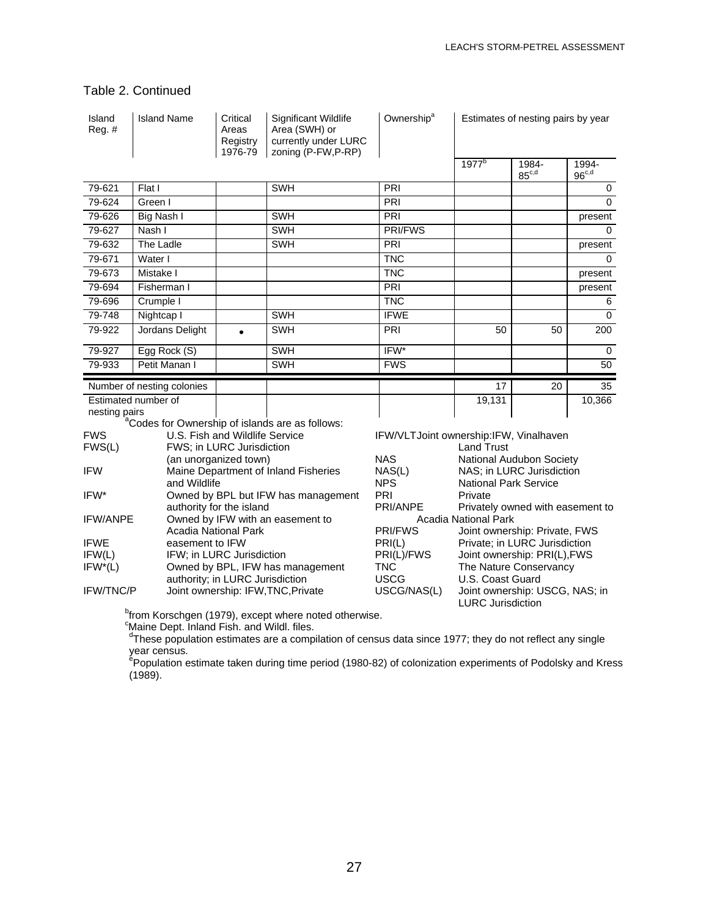Table 2. Continued

| Island Reg. # | Island Name | Critical Areas Registry 1976-79 | Significant Wildlife Area (SWH) or currently under LURC zoning (P-FW,P-RP) | Ownership[a] | Estimates of nesting pairs by year | | |
|---|---|---|---|---|---|---|---|
| | | | | | 1977[b] | 1984-85[c,d] | 1994-96[c,d] |
| 79-621 | Flat I | | SWH | PRI | | | 0 |
| 79-624 | Green I | | | PRI | | | 0 |
| 79-626 | Big Nash I | | SWH | PRI | | | present |
| 79-627 | Nash I | | SWH | PRI/FWS | | | 0 |
| 79-632 | The Ladle | | SWH | PRI | | | present |
| 79-671 | Water I | | | TNC | | | 0 |
| 79-673 | Mistake I | | | TNC | | | present |
| 79-694 | Fisherman I | | | PRI | | | present |
| 79-696 | Crumple I | | | TNC | | | 6 |
| 79-748 | Nightcap I | | SWH | IFWE | | | 0 |
| 79-922 | Jordans Delight | • | SWH | PRI | 50 | 50 | 200 |
| 79-927 | Egg Rock (S) | | SWH | IFW* | | | 0 |
| 79-933 | Petit Manan I | | SWH | FWS | | | 50 |
| Number of nesting colonies | | | | | 17 | 20 | 35 |
| Estimated number of nesting pairs | | | | | 19,131 | | 10,366 |

[a]Codes for Ownership of islands are as follows:

| Code | Meaning | Code | Meaning |
|---|---|---|---|
| FWS | U.S. Fish and Wildlife Service | IFW/VLT | Joint ownership: IFW, Vinalhaven Land Trust |
| FWS(L) | FWS; in LURC Jurisdiction (an unorganized town) | NAS | National Audubon Society |
| IFW | Maine Department of Inland Fisheries and Wildlife | NAS(L) | NAS; in LURC Jurisdiction |
| IFW* | Owned by BPL but IFW has management authority for the island | NPS | National Park Service |
| IFW/ANPE | Owned by IFW with an easement to Acadia National Park | PRI | Private |
| IFWE | easement to IFW | PRI/ANPE | Privately owned with easement to Acadia National Park |
| IFW(L) | IFW; in LURC Jurisdiction | PRI/FWS | Joint ownership: Private, FWS |
| IFW*(L) | Owned by BPL, IFW has management authority; in LURC Jurisdiction | PRI(L) | Private; in LURC Jurisdiction |
| IFW/TNC/P | Joint ownership: IFW,TNC,Private | PRI(L)/FWS | Joint ownership: PRI(L),FWS |
| | | TNC | The Nature Conservancy |
| | | USCG | U.S. Coast Guard |
| | | USCG/NAS(L) | Joint ownership: USCG, NAS; in LURC Jurisdiction |

[b]from Korschgen (1979), except where noted otherwise.
[c]Maine Dept. Inland Fish. and Wildl. files.
[d]These population estimates are a compilation of census data since 1977; they do not reflect any single year census.
[e]Population estimate taken during time period (1980-82) of colonization experiments of Podolsky and Kress (1989).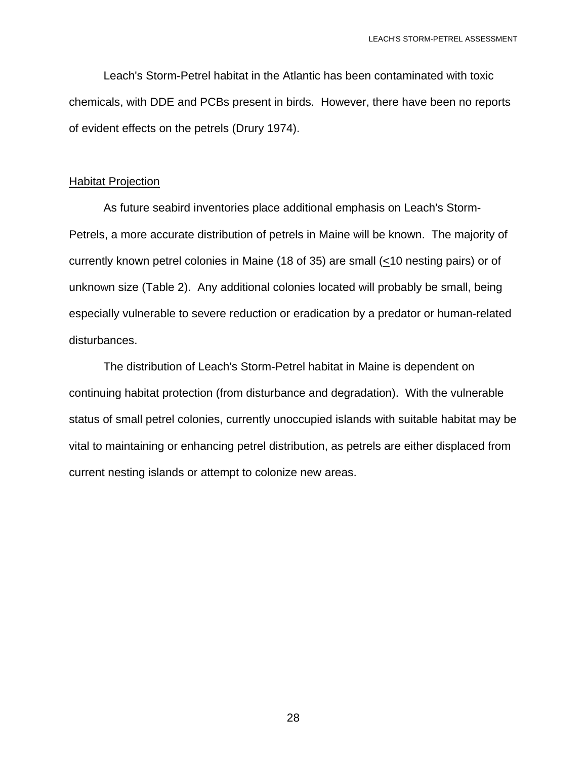Leach's Storm-Petrel habitat in the Atlantic has been contaminated with toxic chemicals, with DDE and PCBs present in birds. However, there have been no reports of evident effects on the petrels (Drury 1974).

## Habitat Projection

As future seabird inventories place additional emphasis on Leach's Storm-Petrels, a more accurate distribution of petrels in Maine will be known. The majority of currently known petrel colonies in Maine (18 of 35) are small (≤10 nesting pairs) or of unknown size (Table 2). Any additional colonies located will probably be small, being especially vulnerable to severe reduction or eradication by a predator or human-related disturbances.

The distribution of Leach's Storm-Petrel habitat in Maine is dependent on continuing habitat protection (from disturbance and degradation). With the vulnerable status of small petrel colonies, currently unoccupied islands with suitable habitat may be vital to maintaining or enhancing petrel distribution, as petrels are either displaced from current nesting islands or attempt to colonize new areas.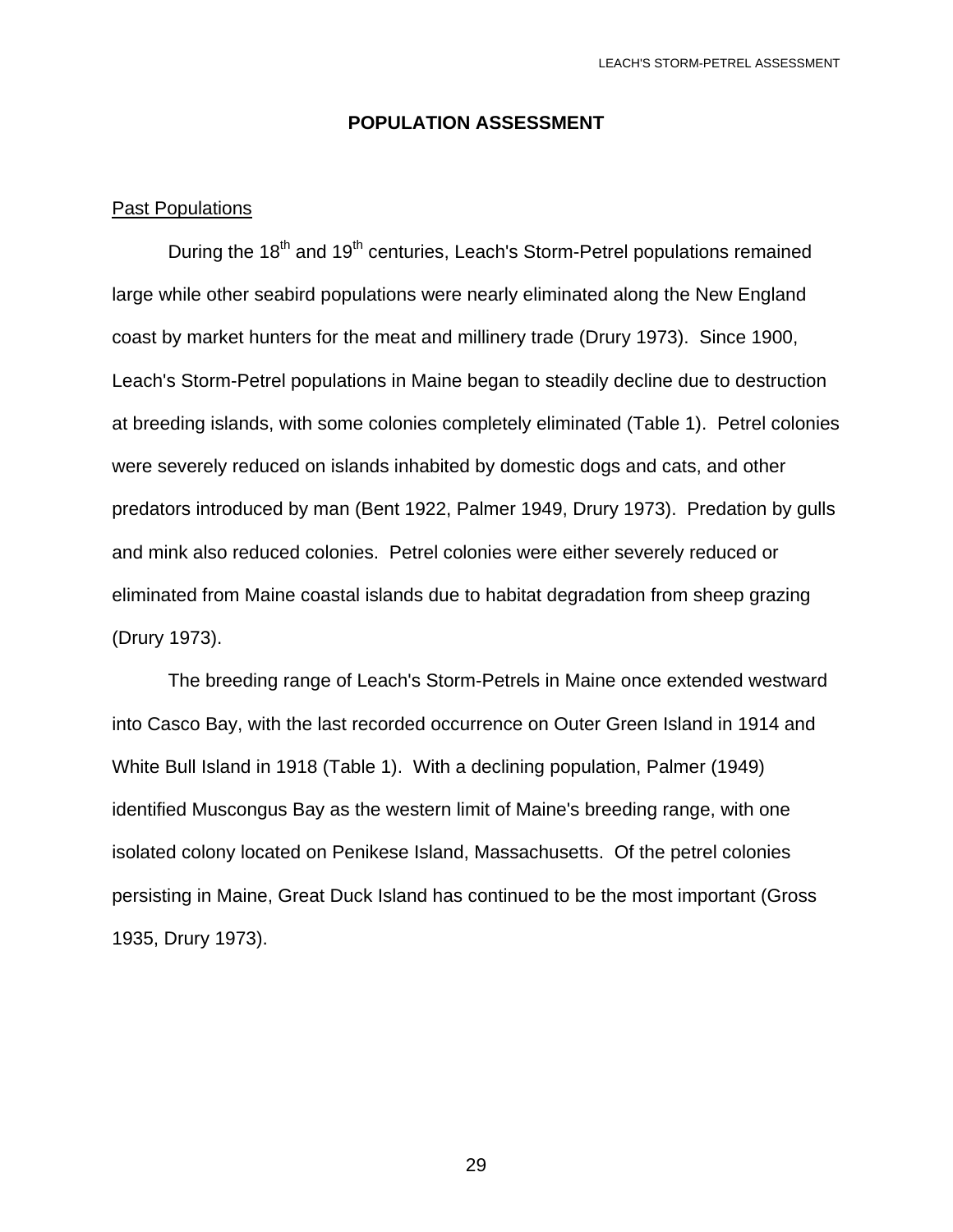## POPULATION ASSESSMENT

### Past Populations

During the 18th and 19th centuries, Leach's Storm-Petrel populations remained large while other seabird populations were nearly eliminated along the New England coast by market hunters for the meat and millinery trade (Drury 1973). Since 1900, Leach's Storm-Petrel populations in Maine began to steadily decline due to destruction at breeding islands, with some colonies completely eliminated (Table 1). Petrel colonies were severely reduced on islands inhabited by domestic dogs and cats, and other predators introduced by man (Bent 1922, Palmer 1949, Drury 1973). Predation by gulls and mink also reduced colonies. Petrel colonies were either severely reduced or eliminated from Maine coastal islands due to habitat degradation from sheep grazing (Drury 1973).

The breeding range of Leach's Storm-Petrels in Maine once extended westward into Casco Bay, with the last recorded occurrence on Outer Green Island in 1914 and White Bull Island in 1918 (Table 1). With a declining population, Palmer (1949) identified Muscongus Bay as the western limit of Maine's breeding range, with one isolated colony located on Penikese Island, Massachusetts. Of the petrel colonies persisting in Maine, Great Duck Island has continued to be the most important (Gross 1935, Drury 1973).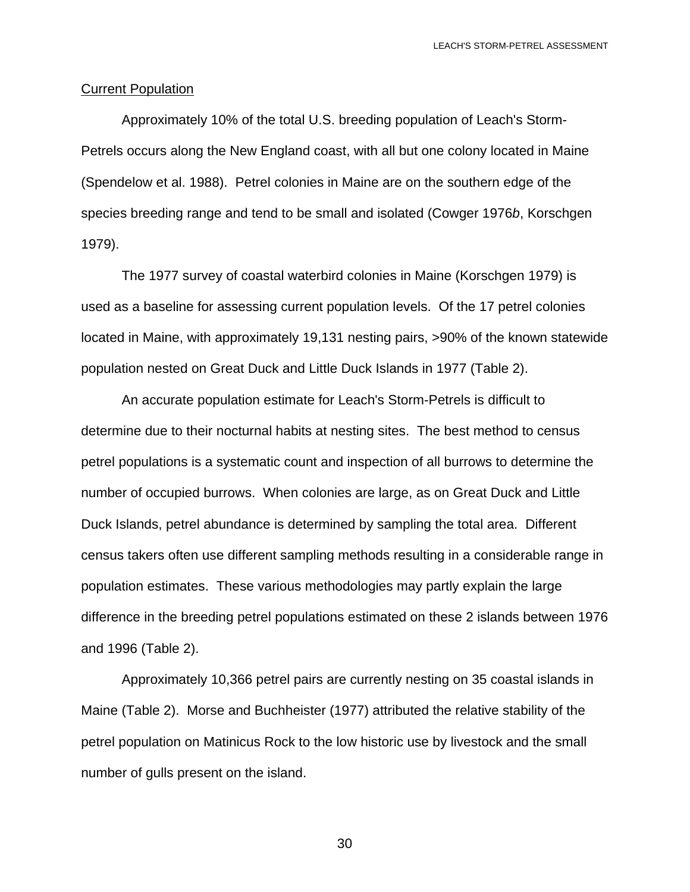<u>Current Population</u>

Approximately 10% of the total U.S. breeding population of Leach's Storm-Petrels occurs along the New England coast, with all but one colony located in Maine (Spendelow et al. 1988). Petrel colonies in Maine are on the southern edge of the species breeding range and tend to be small and isolated (Cowger 1976*b*, Korschgen 1979).

The 1977 survey of coastal waterbird colonies in Maine (Korschgen 1979) is used as a baseline for assessing current population levels. Of the 17 petrel colonies located in Maine, with approximately 19,131 nesting pairs, >90% of the known statewide population nested on Great Duck and Little Duck Islands in 1977 (Table 2).

An accurate population estimate for Leach's Storm-Petrels is difficult to determine due to their nocturnal habits at nesting sites. The best method to census petrel populations is a systematic count and inspection of all burrows to determine the number of occupied burrows. When colonies are large, as on Great Duck and Little Duck Islands, petrel abundance is determined by sampling the total area. Different census takers often use different sampling methods resulting in a considerable range in population estimates. These various methodologies may partly explain the large difference in the breeding petrel populations estimated on these 2 islands between 1976 and 1996 (Table 2).

Approximately 10,366 petrel pairs are currently nesting on 35 coastal islands in Maine (Table 2). Morse and Buchheister (1977) attributed the relative stability of the petrel population on Matinicus Rock to the low historic use by livestock and the small number of gulls present on the island.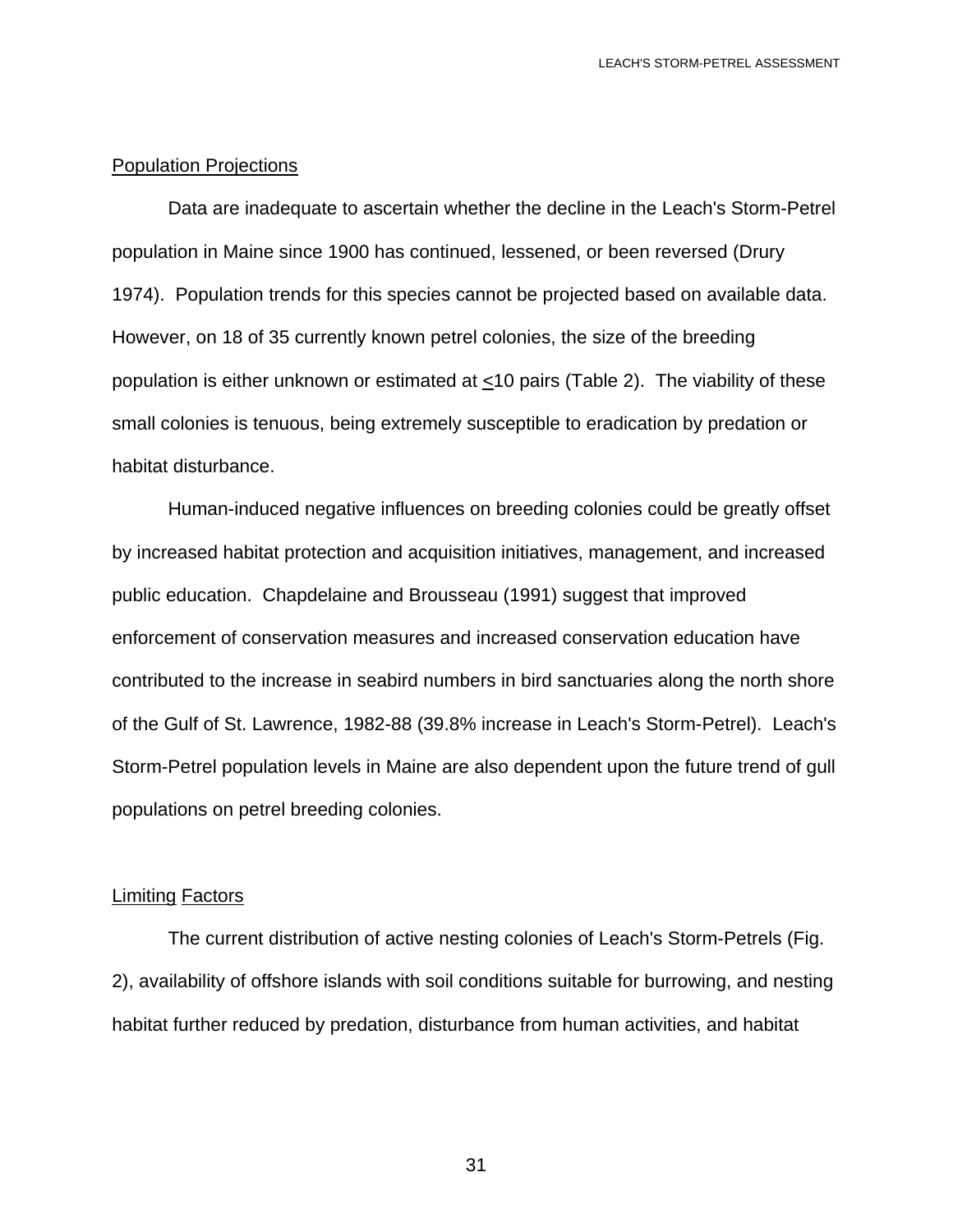## Population Projections

Data are inadequate to ascertain whether the decline in the Leach's Storm-Petrel population in Maine since 1900 has continued, lessened, or been reversed (Drury 1974). Population trends for this species cannot be projected based on available data. However, on 18 of 35 currently known petrel colonies, the size of the breeding population is either unknown or estimated at $\leq$10 pairs (Table 2). The viability of these small colonies is tenuous, being extremely susceptible to eradication by predation or habitat disturbance.

Human-induced negative influences on breeding colonies could be greatly offset by increased habitat protection and acquisition initiatives, management, and increased public education. Chapdelaine and Brousseau (1991) suggest that improved enforcement of conservation measures and increased conservation education have contributed to the increase in seabird numbers in bird sanctuaries along the north shore of the Gulf of St. Lawrence, 1982-88 (39.8% increase in Leach's Storm-Petrel). Leach's Storm-Petrel population levels in Maine are also dependent upon the future trend of gull populations on petrel breeding colonies.

## Limiting Factors

The current distribution of active nesting colonies of Leach's Storm-Petrels (Fig. 2), availability of offshore islands with soil conditions suitable for burrowing, and nesting habitat further reduced by predation, disturbance from human activities, and habitat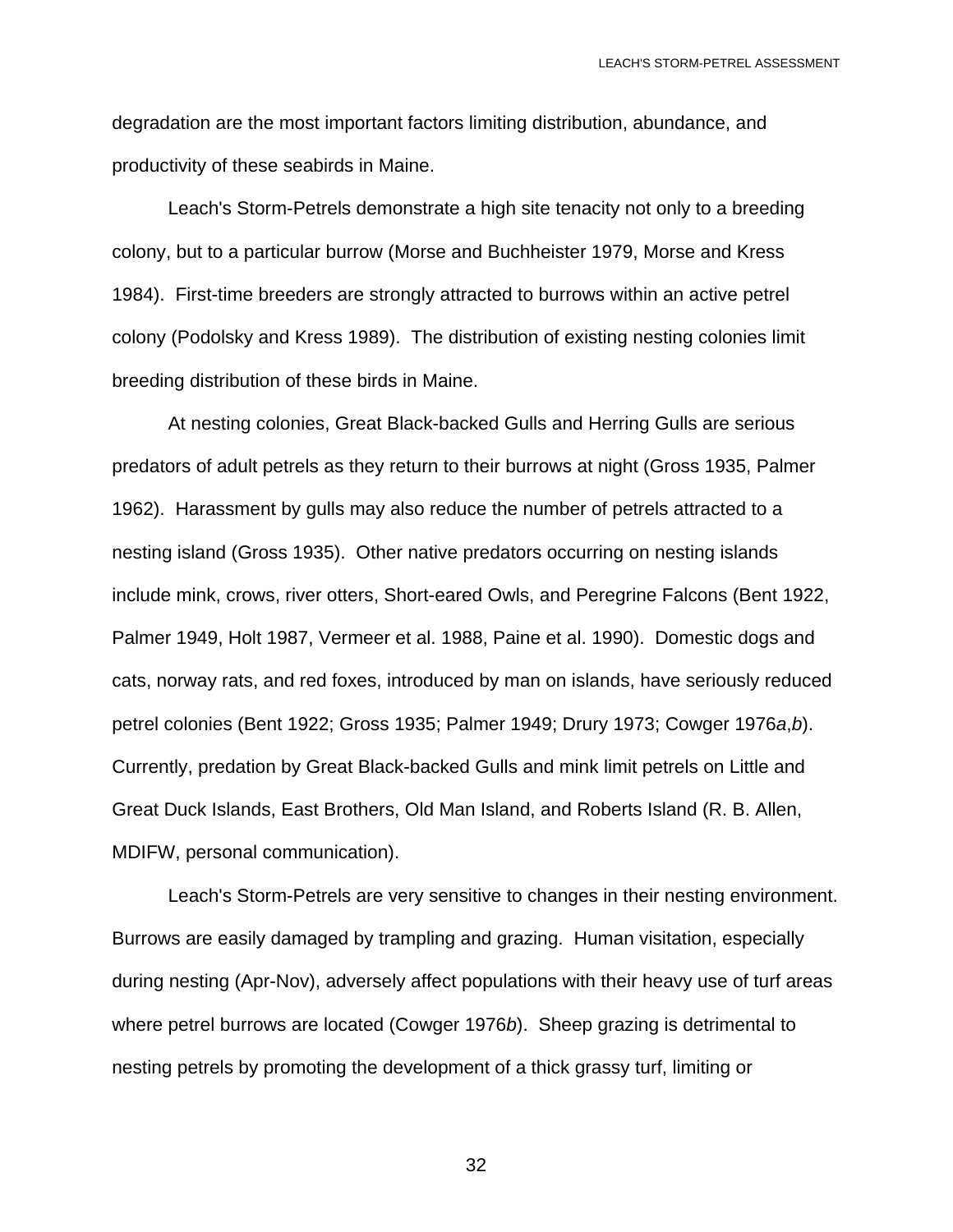degradation are the most important factors limiting distribution, abundance, and productivity of these seabirds in Maine.

Leach's Storm-Petrels demonstrate a high site tenacity not only to a breeding colony, but to a particular burrow (Morse and Buchheister 1979, Morse and Kress 1984). First-time breeders are strongly attracted to burrows within an active petrel colony (Podolsky and Kress 1989). The distribution of existing nesting colonies limit breeding distribution of these birds in Maine.

At nesting colonies, Great Black-backed Gulls and Herring Gulls are serious predators of adult petrels as they return to their burrows at night (Gross 1935, Palmer 1962). Harassment by gulls may also reduce the number of petrels attracted to a nesting island (Gross 1935). Other native predators occurring on nesting islands include mink, crows, river otters, Short-eared Owls, and Peregrine Falcons (Bent 1922, Palmer 1949, Holt 1987, Vermeer et al. 1988, Paine et al. 1990). Domestic dogs and cats, norway rats, and red foxes, introduced by man on islands, have seriously reduced petrel colonies (Bent 1922; Gross 1935; Palmer 1949; Drury 1973; Cowger 1976*a*,*b*). Currently, predation by Great Black-backed Gulls and mink limit petrels on Little and Great Duck Islands, East Brothers, Old Man Island, and Roberts Island (R. B. Allen, MDIFW, personal communication).

Leach's Storm-Petrels are very sensitive to changes in their nesting environment. Burrows are easily damaged by trampling and grazing. Human visitation, especially during nesting (Apr-Nov), adversely affect populations with their heavy use of turf areas where petrel burrows are located (Cowger 1976*b*). Sheep grazing is detrimental to nesting petrels by promoting the development of a thick grassy turf, limiting or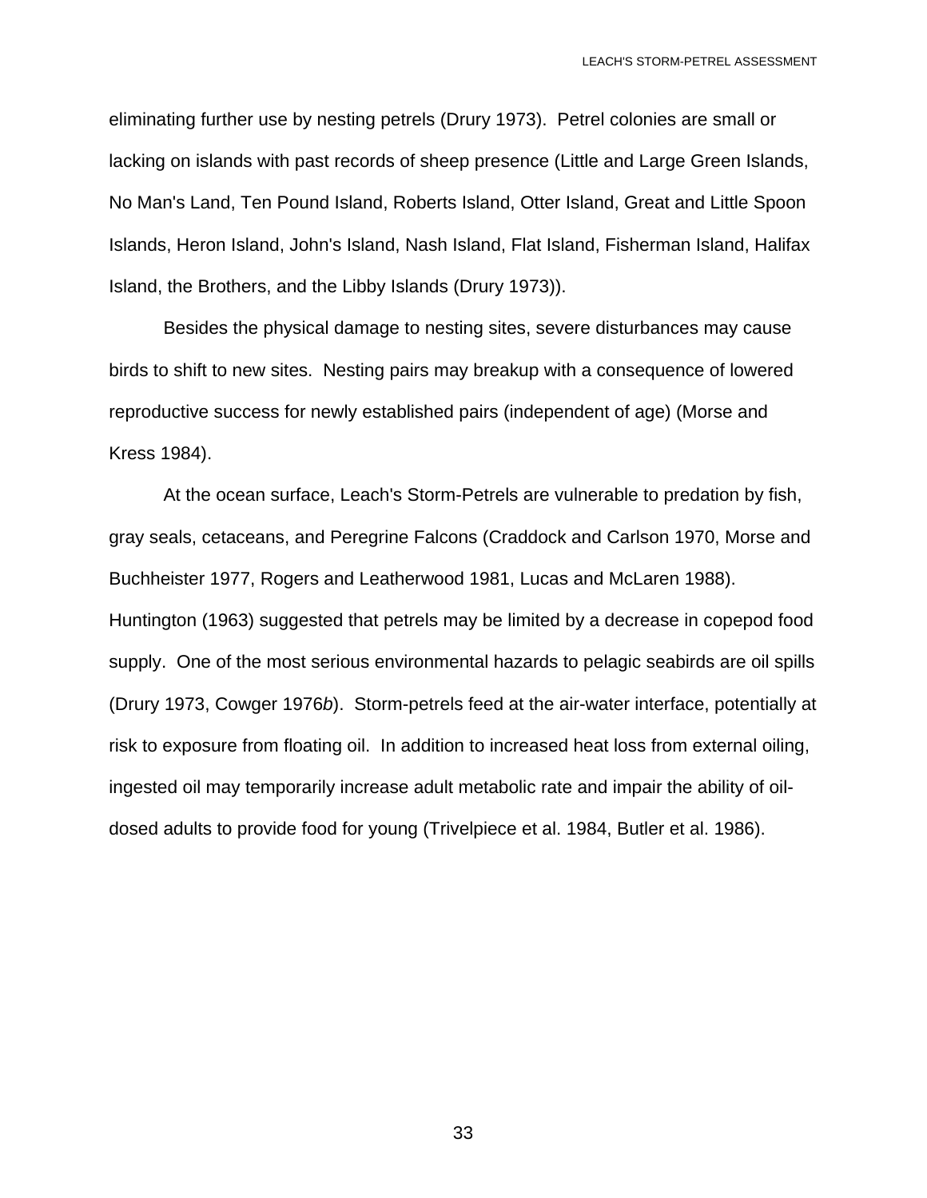eliminating further use by nesting petrels (Drury 1973). Petrel colonies are small or lacking on islands with past records of sheep presence (Little and Large Green Islands, No Man's Land, Ten Pound Island, Roberts Island, Otter Island, Great and Little Spoon Islands, Heron Island, John's Island, Nash Island, Flat Island, Fisherman Island, Halifax Island, the Brothers, and the Libby Islands (Drury 1973)).

Besides the physical damage to nesting sites, severe disturbances may cause birds to shift to new sites. Nesting pairs may breakup with a consequence of lowered reproductive success for newly established pairs (independent of age) (Morse and Kress 1984).

At the ocean surface, Leach's Storm-Petrels are vulnerable to predation by fish, gray seals, cetaceans, and Peregrine Falcons (Craddock and Carlson 1970, Morse and Buchheister 1977, Rogers and Leatherwood 1981, Lucas and McLaren 1988). Huntington (1963) suggested that petrels may be limited by a decrease in copepod food supply. One of the most serious environmental hazards to pelagic seabirds are oil spills (Drury 1973, Cowger 1976*b*). Storm-petrels feed at the air-water interface, potentially at risk to exposure from floating oil. In addition to increased heat loss from external oiling, ingested oil may temporarily increase adult metabolic rate and impair the ability of oil-dosed adults to provide food for young (Trivelpiece et al. 1984, Butler et al. 1986).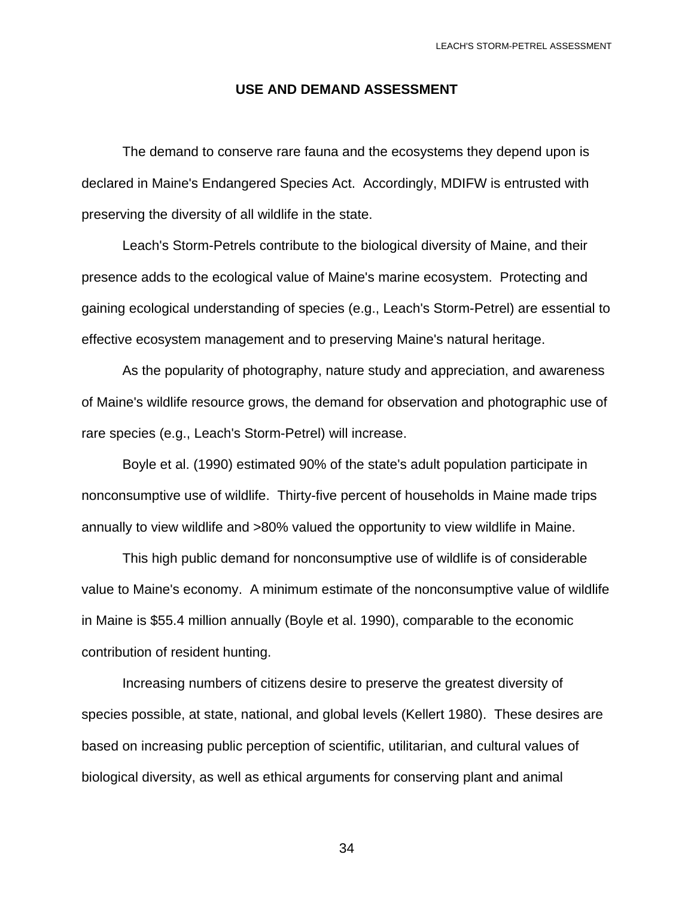## USE AND DEMAND ASSESSMENT

The demand to conserve rare fauna and the ecosystems they depend upon is declared in Maine's Endangered Species Act. Accordingly, MDIFW is entrusted with preserving the diversity of all wildlife in the state.

Leach's Storm-Petrels contribute to the biological diversity of Maine, and their presence adds to the ecological value of Maine's marine ecosystem. Protecting and gaining ecological understanding of species (e.g., Leach's Storm-Petrel) are essential to effective ecosystem management and to preserving Maine's natural heritage.

As the popularity of photography, nature study and appreciation, and awareness of Maine's wildlife resource grows, the demand for observation and photographic use of rare species (e.g., Leach's Storm-Petrel) will increase.

Boyle et al. (1990) estimated 90% of the state's adult population participate in nonconsumptive use of wildlife. Thirty-five percent of households in Maine made trips annually to view wildlife and >80% valued the opportunity to view wildlife in Maine.

This high public demand for nonconsumptive use of wildlife is of considerable value to Maine's economy. A minimum estimate of the nonconsumptive value of wildlife in Maine is $55.4 million annually (Boyle et al. 1990), comparable to the economic contribution of resident hunting.

Increasing numbers of citizens desire to preserve the greatest diversity of species possible, at state, national, and global levels (Kellert 1980). These desires are based on increasing public perception of scientific, utilitarian, and cultural values of biological diversity, as well as ethical arguments for conserving plant and animal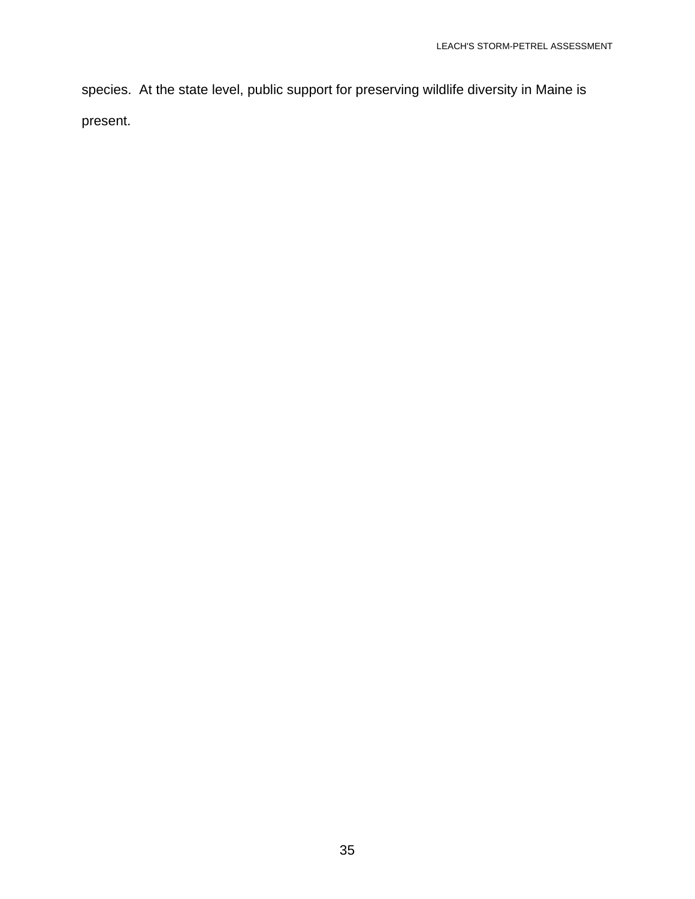species. At the state level, public support for preserving wildlife diversity in Maine is present.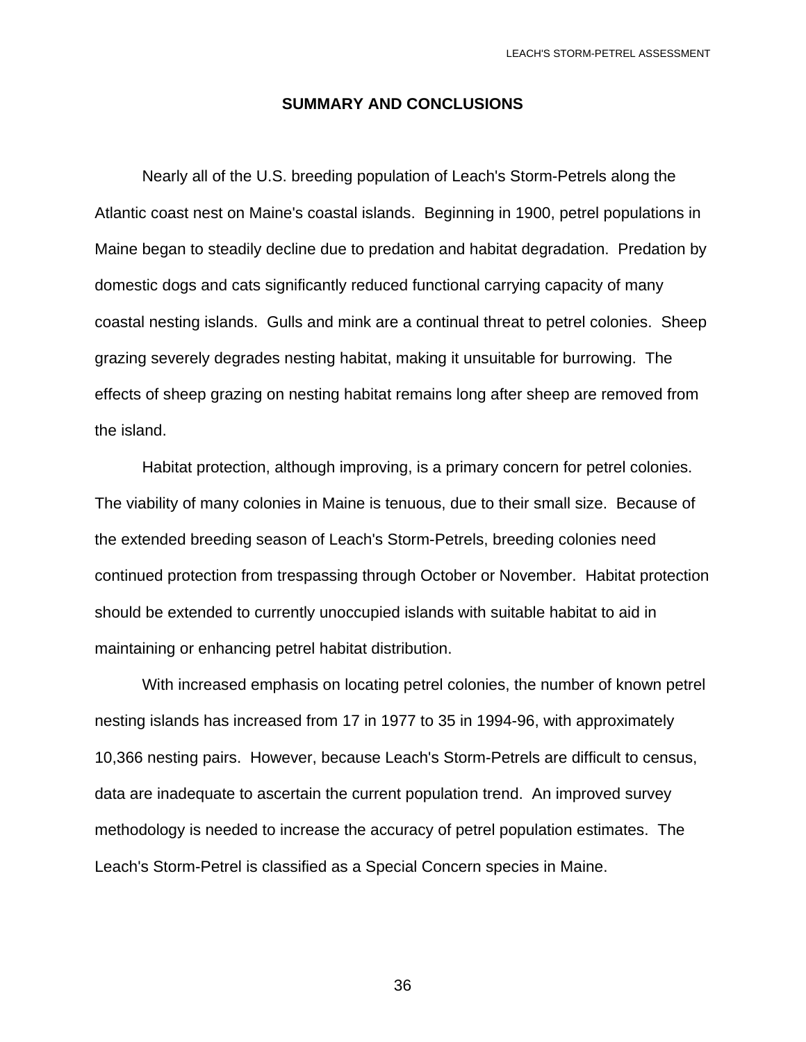## SUMMARY AND CONCLUSIONS

Nearly all of the U.S. breeding population of Leach's Storm-Petrels along the Atlantic coast nest on Maine's coastal islands. Beginning in 1900, petrel populations in Maine began to steadily decline due to predation and habitat degradation. Predation by domestic dogs and cats significantly reduced functional carrying capacity of many coastal nesting islands. Gulls and mink are a continual threat to petrel colonies. Sheep grazing severely degrades nesting habitat, making it unsuitable for burrowing. The effects of sheep grazing on nesting habitat remains long after sheep are removed from the island.

Habitat protection, although improving, is a primary concern for petrel colonies. The viability of many colonies in Maine is tenuous, due to their small size. Because of the extended breeding season of Leach's Storm-Petrels, breeding colonies need continued protection from trespassing through October or November. Habitat protection should be extended to currently unoccupied islands with suitable habitat to aid in maintaining or enhancing petrel habitat distribution.

With increased emphasis on locating petrel colonies, the number of known petrel nesting islands has increased from 17 in 1977 to 35 in 1994-96, with approximately 10,366 nesting pairs. However, because Leach's Storm-Petrels are difficult to census, data are inadequate to ascertain the current population trend. An improved survey methodology is needed to increase the accuracy of petrel population estimates. The Leach's Storm-Petrel is classified as a Special Concern species in Maine.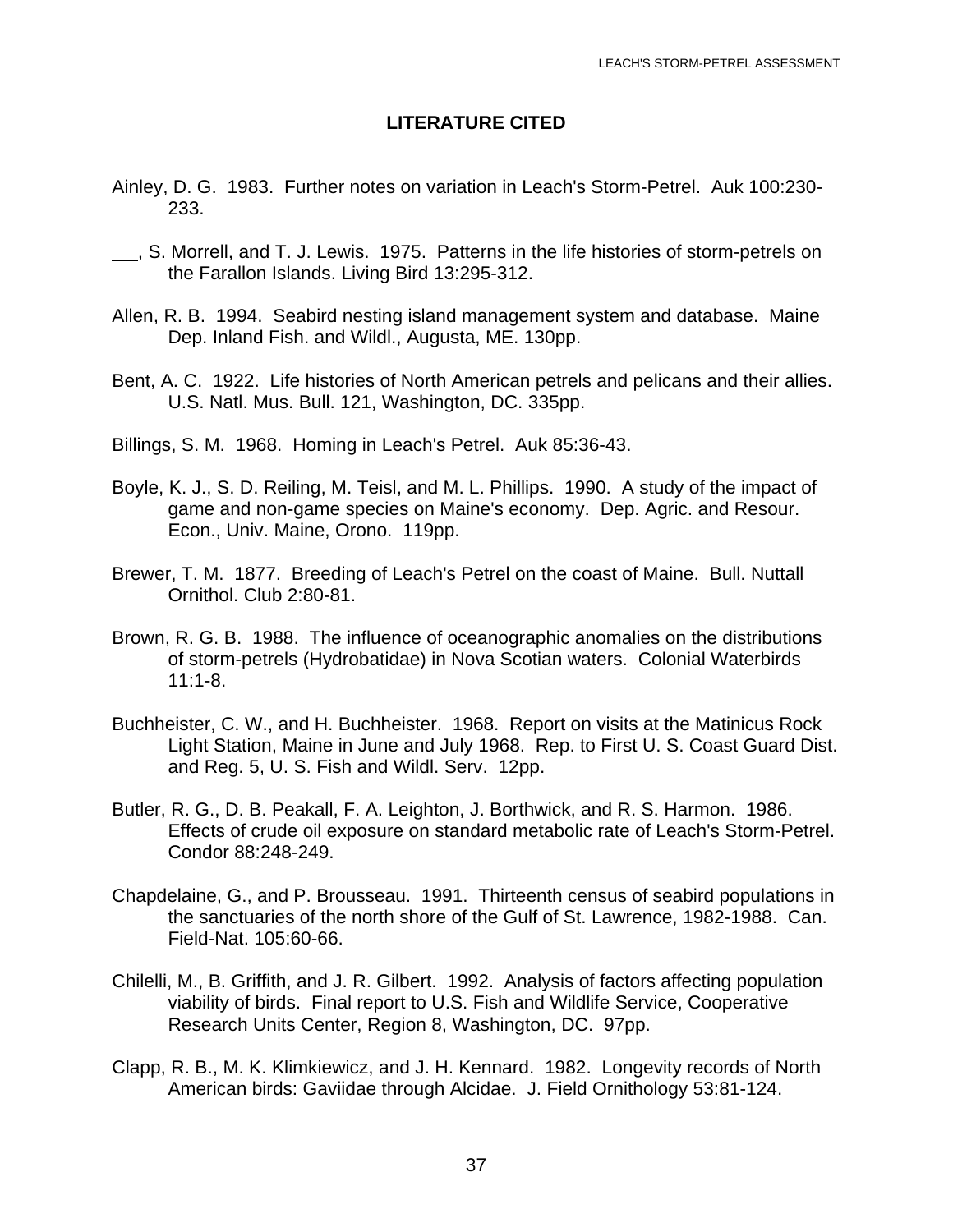## LITERATURE CITED

Ainley, D. G. 1983. Further notes on variation in Leach's Storm-Petrel. Auk 100:230-233.

___, S. Morrell, and T. J. Lewis. 1975. Patterns in the life histories of storm-petrels on the Farallon Islands. Living Bird 13:295-312.

Allen, R. B. 1994. Seabird nesting island management system and database. Maine Dep. Inland Fish. and Wildl., Augusta, ME. 130pp.

Bent, A. C. 1922. Life histories of North American petrels and pelicans and their allies. U.S. Natl. Mus. Bull. 121, Washington, DC. 335pp.

Billings, S. M. 1968. Homing in Leach's Petrel. Auk 85:36-43.

Boyle, K. J., S. D. Reiling, M. Teisl, and M. L. Phillips. 1990. A study of the impact of game and non-game species on Maine's economy. Dep. Agric. and Resour. Econ., Univ. Maine, Orono. 119pp.

Brewer, T. M. 1877. Breeding of Leach's Petrel on the coast of Maine. Bull. Nuttall Ornithol. Club 2:80-81.

Brown, R. G. B. 1988. The influence of oceanographic anomalies on the distributions of storm-petrels (Hydrobatidae) in Nova Scotian waters. Colonial Waterbirds 11:1-8.

Buchheister, C. W., and H. Buchheister. 1968. Report on visits at the Matinicus Rock Light Station, Maine in June and July 1968. Rep. to First U. S. Coast Guard Dist. and Reg. 5, U. S. Fish and Wildl. Serv. 12pp.

Butler, R. G., D. B. Peakall, F. A. Leighton, J. Borthwick, and R. S. Harmon. 1986. Effects of crude oil exposure on standard metabolic rate of Leach's Storm-Petrel. Condor 88:248-249.

Chapdelaine, G., and P. Brousseau. 1991. Thirteenth census of seabird populations in the sanctuaries of the north shore of the Gulf of St. Lawrence, 1982-1988. Can. Field-Nat. 105:60-66.

Chilelli, M., B. Griffith, and J. R. Gilbert. 1992. Analysis of factors affecting population viability of birds. Final report to U.S. Fish and Wildlife Service, Cooperative Research Units Center, Region 8, Washington, DC. 97pp.

Clapp, R. B., M. K. Klimkiewicz, and J. H. Kennard. 1982. Longevity records of North American birds: Gaviidae through Alcidae. J. Field Ornithology 53:81-124.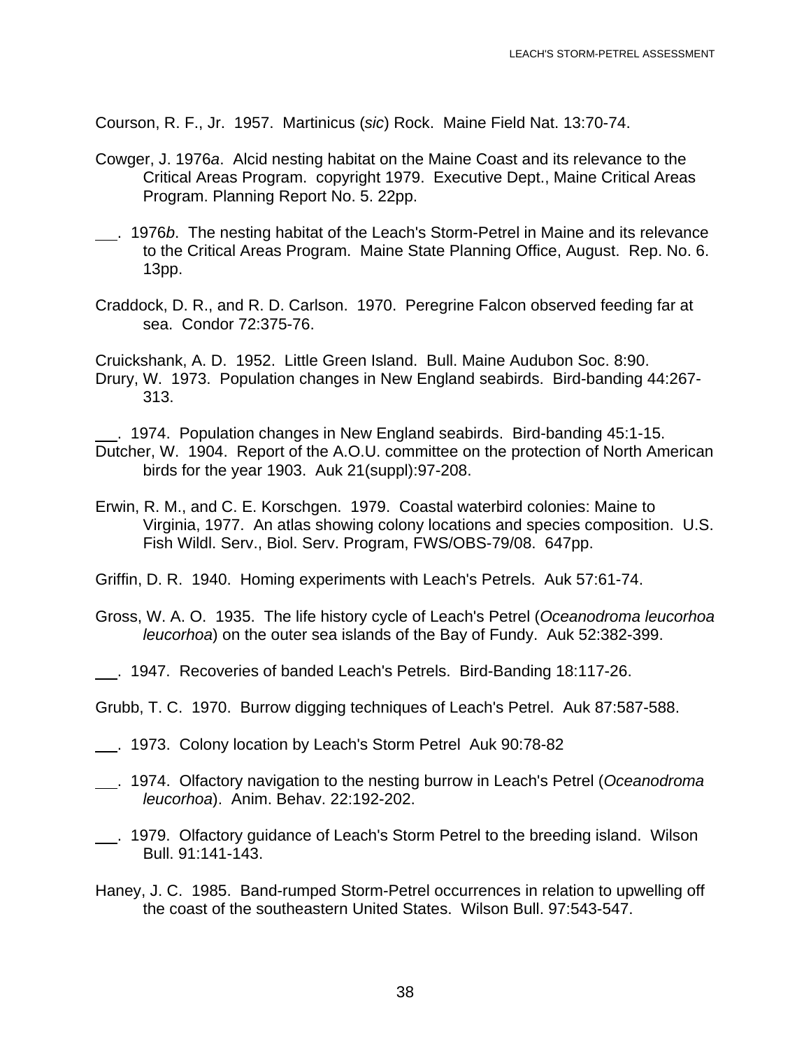Courson, R. F., Jr. 1957. Martinicus (*sic*) Rock. Maine Field Nat. 13:70-74.

Cowger, J. 1976*a*. Alcid nesting habitat on the Maine Coast and its relevance to the Critical Areas Program. copyright 1979. Executive Dept., Maine Critical Areas Program. Planning Report No. 5. 22pp.

\_\_\_. 1976*b*. The nesting habitat of the Leach's Storm-Petrel in Maine and its relevance to the Critical Areas Program. Maine State Planning Office, August. Rep. No. 6. 13pp.

Craddock, D. R., and R. D. Carlson. 1970. Peregrine Falcon observed feeding far at sea. Condor 72:375-76.

Cruickshank, A. D. 1952. Little Green Island. Bull. Maine Audubon Soc. 8:90.

Drury, W. 1973. Population changes in New England seabirds. Bird-banding 44:267-313.

\_\_\_. 1974. Population changes in New England seabirds. Bird-banding 45:1-15.

Dutcher, W. 1904. Report of the A.O.U. committee on the protection of North American birds for the year 1903. Auk 21(suppl):97-208.

Erwin, R. M., and C. E. Korschgen. 1979. Coastal waterbird colonies: Maine to Virginia, 1977. An atlas showing colony locations and species composition. U.S. Fish Wildl. Serv., Biol. Serv. Program, FWS/OBS-79/08. 647pp.

Griffin, D. R. 1940. Homing experiments with Leach's Petrels. Auk 57:61-74.

Gross, W. A. O. 1935. The life history cycle of Leach's Petrel (*Oceanodroma leucorhoa leucorhoa*) on the outer sea islands of the Bay of Fundy. Auk 52:382-399.

\_\_\_. 1947. Recoveries of banded Leach's Petrels. Bird-Banding 18:117-26.

Grubb, T. C. 1970. Burrow digging techniques of Leach's Petrel. Auk 87:587-588.

\_\_\_. 1973. Colony location by Leach's Storm Petrel Auk 90:78-82

\_\_\_. 1974. Olfactory navigation to the nesting burrow in Leach's Petrel (*Oceanodroma leucorhoa*). Anim. Behav. 22:192-202.

\_\_\_. 1979. Olfactory guidance of Leach's Storm Petrel to the breeding island. Wilson Bull. 91:141-143.

Haney, J. C. 1985. Band-rumped Storm-Petrel occurrences in relation to upwelling off the coast of the southeastern United States. Wilson Bull. 97:543-547.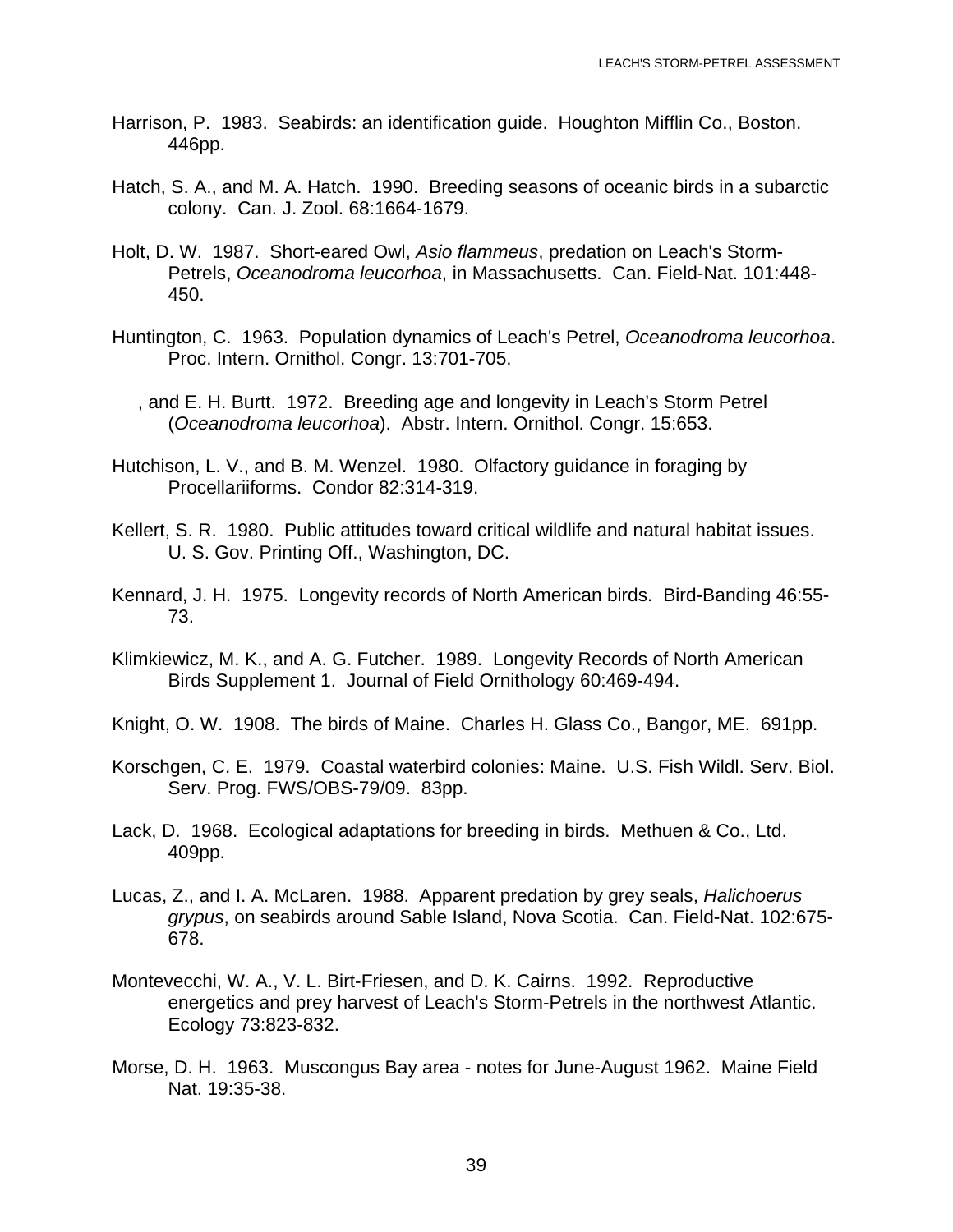Harrison, P. 1983. Seabirds: an identification guide. Houghton Mifflin Co., Boston. 446pp.

Hatch, S. A., and M. A. Hatch. 1990. Breeding seasons of oceanic birds in a subarctic colony. Can. J. Zool. 68:1664-1679.

Holt, D. W. 1987. Short-eared Owl, *Asio flammeus*, predation on Leach's Storm-Petrels, *Oceanodroma leucorhoa*, in Massachusetts. Can. Field-Nat. 101:448-450.

Huntington, C. 1963. Population dynamics of Leach's Petrel, *Oceanodroma leucorhoa*. Proc. Intern. Ornithol. Congr. 13:701-705.

\_\_\_, and E. H. Burtt. 1972. Breeding age and longevity in Leach's Storm Petrel (*Oceanodroma leucorhoa*). Abstr. Intern. Ornithol. Congr. 15:653.

Hutchison, L. V., and B. M. Wenzel. 1980. Olfactory guidance in foraging by Procellariiforms. Condor 82:314-319.

Kellert, S. R. 1980. Public attitudes toward critical wildlife and natural habitat issues. U. S. Gov. Printing Off., Washington, DC.

Kennard, J. H. 1975. Longevity records of North American birds. Bird-Banding 46:55-73.

Klimkiewicz, M. K., and A. G. Futcher. 1989. Longevity Records of North American Birds Supplement 1. Journal of Field Ornithology 60:469-494.

Knight, O. W. 1908. The birds of Maine. Charles H. Glass Co., Bangor, ME. 691pp.

Korschgen, C. E. 1979. Coastal waterbird colonies: Maine. U.S. Fish Wildl. Serv. Biol. Serv. Prog. FWS/OBS-79/09. 83pp.

Lack, D. 1968. Ecological adaptations for breeding in birds. Methuen & Co., Ltd. 409pp.

Lucas, Z., and I. A. McLaren. 1988. Apparent predation by grey seals, *Halichoerus grypus*, on seabirds around Sable Island, Nova Scotia. Can. Field-Nat. 102:675-678.

Montevecchi, W. A., V. L. Birt-Friesen, and D. K. Cairns. 1992. Reproductive energetics and prey harvest of Leach's Storm-Petrels in the northwest Atlantic. Ecology 73:823-832.

Morse, D. H. 1963. Muscongus Bay area - notes for June-August 1962. Maine Field Nat. 19:35-38.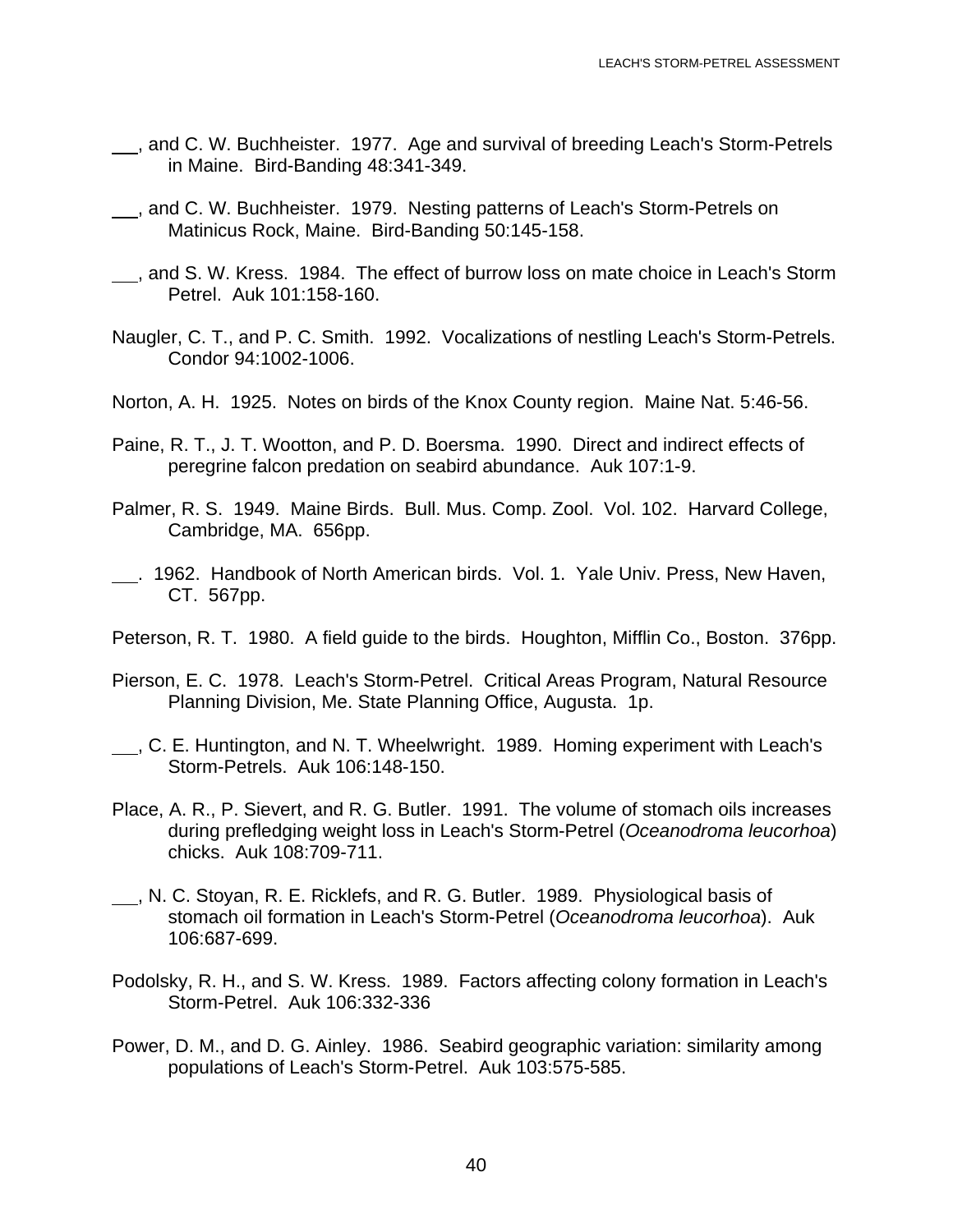___, and C. W. Buchheister. 1977. Age and survival of breeding Leach's Storm-Petrels in Maine. Bird-Banding 48:341-349.

___, and C. W. Buchheister. 1979. Nesting patterns of Leach's Storm-Petrels on Matinicus Rock, Maine. Bird-Banding 50:145-158.

___, and S. W. Kress. 1984. The effect of burrow loss on mate choice in Leach's Storm Petrel. Auk 101:158-160.

Naugler, C. T., and P. C. Smith. 1992. Vocalizations of nestling Leach's Storm-Petrels. Condor 94:1002-1006.

Norton, A. H. 1925. Notes on birds of the Knox County region. Maine Nat. 5:46-56.

Paine, R. T., J. T. Wootton, and P. D. Boersma. 1990. Direct and indirect effects of peregrine falcon predation on seabird abundance. Auk 107:1-9.

Palmer, R. S. 1949. Maine Birds. Bull. Mus. Comp. Zool. Vol. 102. Harvard College, Cambridge, MA. 656pp.

___. 1962. Handbook of North American birds. Vol. 1. Yale Univ. Press, New Haven, CT. 567pp.

Peterson, R. T. 1980. A field guide to the birds. Houghton, Mifflin Co., Boston. 376pp.

Pierson, E. C. 1978. Leach's Storm-Petrel. Critical Areas Program, Natural Resource Planning Division, Me. State Planning Office, Augusta. 1p.

___, C. E. Huntington, and N. T. Wheelwright. 1989. Homing experiment with Leach's Storm-Petrels. Auk 106:148-150.

Place, A. R., P. Sievert, and R. G. Butler. 1991. The volume of stomach oils increases during prefledging weight loss in Leach's Storm-Petrel (*Oceanodroma leucorhoa*) chicks. Auk 108:709-711.

___, N. C. Stoyan, R. E. Ricklefs, and R. G. Butler. 1989. Physiological basis of stomach oil formation in Leach's Storm-Petrel (*Oceanodroma leucorhoa*). Auk 106:687-699.

Podolsky, R. H., and S. W. Kress. 1989. Factors affecting colony formation in Leach's Storm-Petrel. Auk 106:332-336

Power, D. M., and D. G. Ainley. 1986. Seabird geographic variation: similarity among populations of Leach's Storm-Petrel. Auk 103:575-585.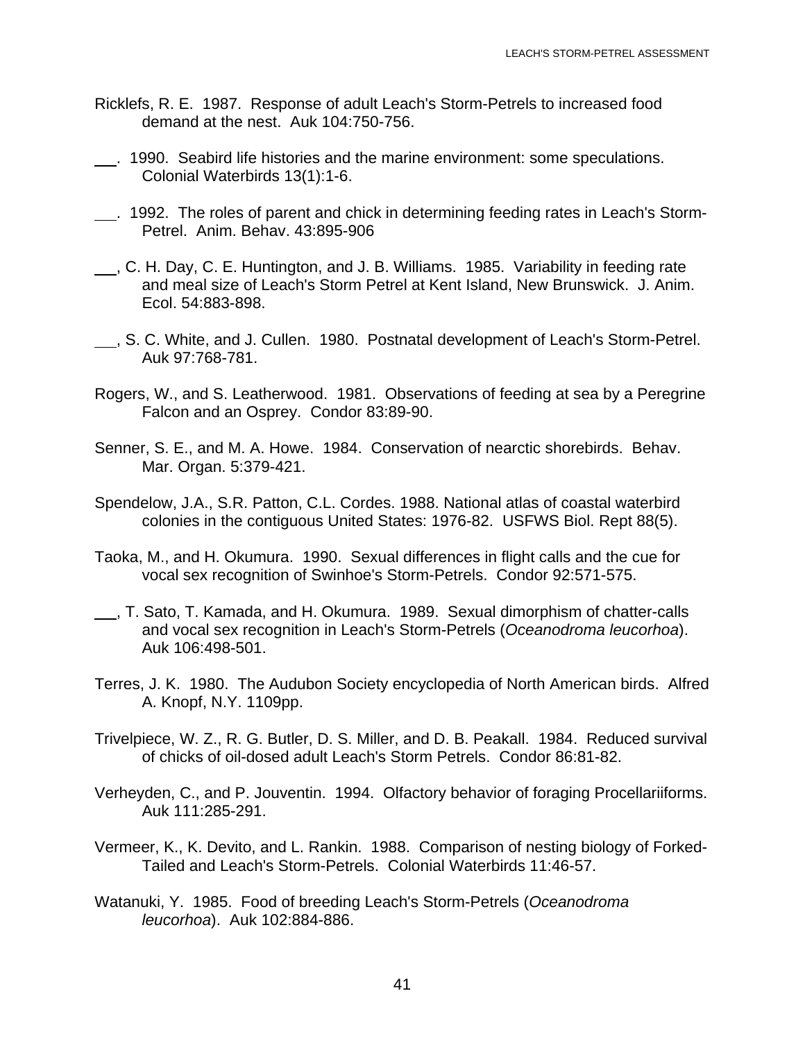Ricklefs, R. E. 1987. Response of adult Leach's Storm-Petrels to increased food demand at the nest. Auk 104:750-756.

___. 1990. Seabird life histories and the marine environment: some speculations. Colonial Waterbirds 13(1):1-6.

___. 1992. The roles of parent and chick in determining feeding rates in Leach's Storm-Petrel. Anim. Behav. 43:895-906

___, C. H. Day, C. E. Huntington, and J. B. Williams. 1985. Variability in feeding rate and meal size of Leach's Storm Petrel at Kent Island, New Brunswick. J. Anim. Ecol. 54:883-898.

___, S. C. White, and J. Cullen. 1980. Postnatal development of Leach's Storm-Petrel. Auk 97:768-781.

Rogers, W., and S. Leatherwood. 1981. Observations of feeding at sea by a Peregrine Falcon and an Osprey. Condor 83:89-90.

Senner, S. E., and M. A. Howe. 1984. Conservation of nearctic shorebirds. Behav. Mar. Organ. 5:379-421.

Spendelow, J.A., S.R. Patton, C.L. Cordes. 1988. National atlas of coastal waterbird colonies in the contiguous United States: 1976-82. USFWS Biol. Rept 88(5).

Taoka, M., and H. Okumura. 1990. Sexual differences in flight calls and the cue for vocal sex recognition of Swinhoe's Storm-Petrels. Condor 92:571-575.

___, T. Sato, T. Kamada, and H. Okumura. 1989. Sexual dimorphism of chatter-calls and vocal sex recognition in Leach's Storm-Petrels (*Oceanodroma leucorhoa*). Auk 106:498-501.

Terres, J. K. 1980. The Audubon Society encyclopedia of North American birds. Alfred A. Knopf, N.Y. 1109pp.

Trivelpiece, W. Z., R. G. Butler, D. S. Miller, and D. B. Peakall. 1984. Reduced survival of chicks of oil-dosed adult Leach's Storm Petrels. Condor 86:81-82.

Verheyden, C., and P. Jouventin. 1994. Olfactory behavior of foraging Procellariiforms. Auk 111:285-291.

Vermeer, K., K. Devito, and L. Rankin. 1988. Comparison of nesting biology of Forked-Tailed and Leach's Storm-Petrels. Colonial Waterbirds 11:46-57.

Watanuki, Y. 1985. Food of breeding Leach's Storm-Petrels (*Oceanodroma leucorhoa*). Auk 102:884-886.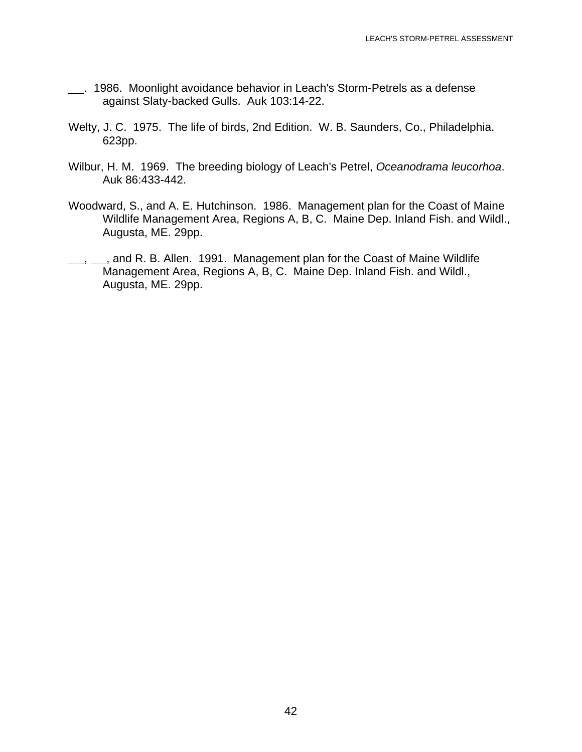___. 1986. Moonlight avoidance behavior in Leach's Storm-Petrels as a defense against Slaty-backed Gulls. Auk 103:14-22.

Welty, J. C. 1975. The life of birds, 2nd Edition. W. B. Saunders, Co., Philadelphia. 623pp.

Wilbur, H. M. 1969. The breeding biology of Leach's Petrel, *Oceanodrama leucorhoa*. Auk 86:433-442.

Woodward, S., and A. E. Hutchinson. 1986. Management plan for the Coast of Maine Wildlife Management Area, Regions A, B, C. Maine Dep. Inland Fish. and Wildl., Augusta, ME. 29pp.

___, ___, and R. B. Allen. 1991. Management plan for the Coast of Maine Wildlife Management Area, Regions A, B, C. Maine Dep. Inland Fish. and Wildl., Augusta, ME. 29pp.